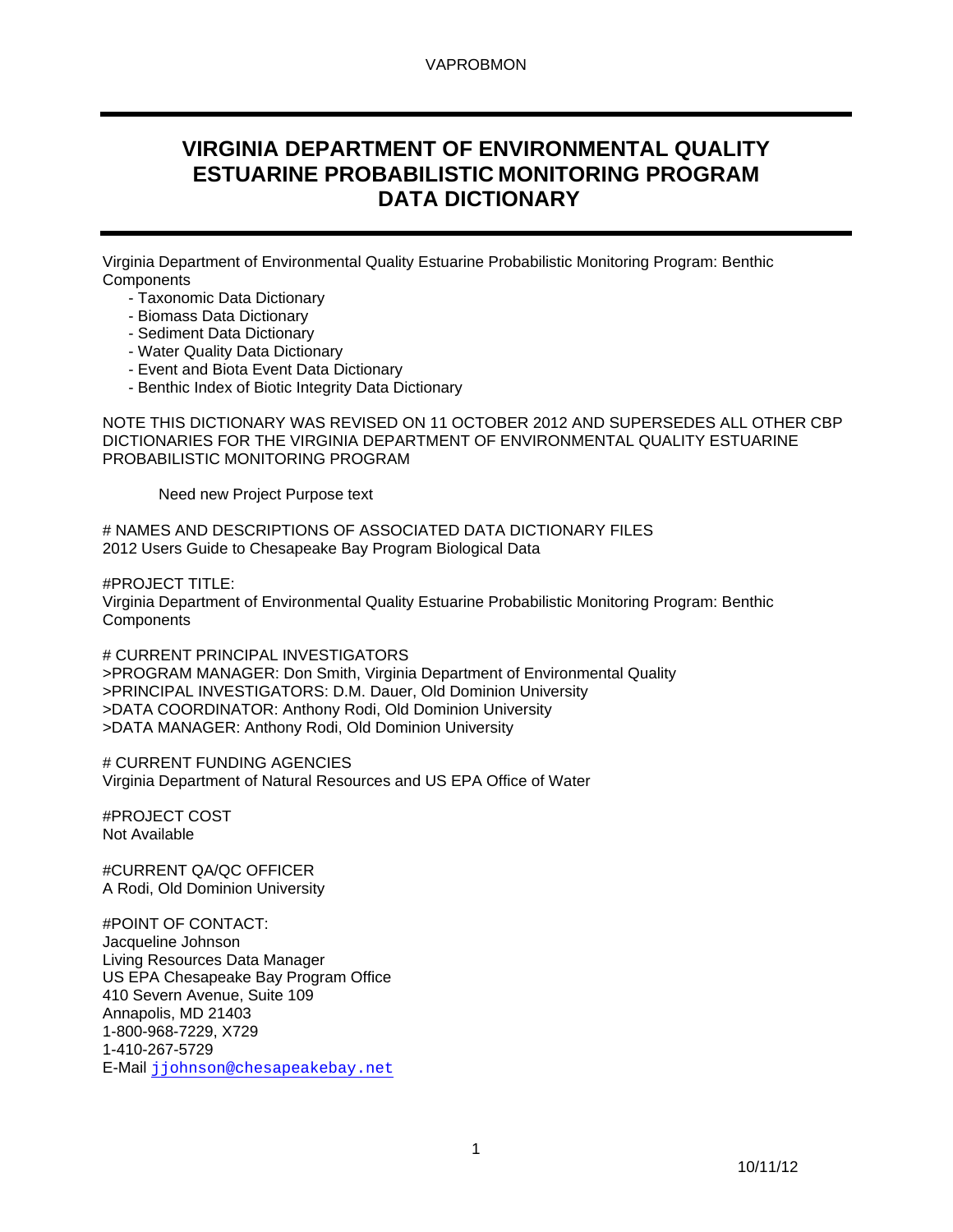# VIRGINIA DEPARTMENT OF ENVIRONMENTAL QUALITY ESTUARINE PROBABILISTIC MONITORING PROGRAM DATA DICTIONARY

Virginia Department of Environmental Quality Estuarine Probabilistic Monitoring Program: Benthic Components

- Taxonomic Data Dictionary
- Biomass Data Dictionary
- Sediment Data Dictionary
- Water Quality Data Dictionary
- Event and Biota Event Data Dictionary
- Benthic Index of Biotic Integrity Data Dictionary

NOTE THIS DICTIONARY WAS REVISED ON 11 OCTOBER 2012 AND SUPERSEDES ALL OTHER CBP DICTIONARIES FOR THE VIRGINIA DEPARTMENT OF ENVIRONMENTAL QUALITY ESTUARINE PROBABILISTIC MONITORING PROGRAM

Need new Project Purpose text

# NAMES AND DESCRIPTIONS OF ASSOCIATED DATA DICTIONARY FILES
2012 Users Guide to Chesapeake Bay Program Biological Data

#PROJECT TITLE:
Virginia Department of Environmental Quality Estuarine Probabilistic Monitoring Program: Benthic Components

# CURRENT PRINCIPAL INVESTIGATORS
>PROGRAM MANAGER: Don Smith, Virginia Department of Environmental Quality
>PRINCIPAL INVESTIGATORS: D.M. Dauer, Old Dominion University
>DATA COORDINATOR: Anthony Rodi, Old Dominion University
>DATA MANAGER: Anthony Rodi, Old Dominion University

# CURRENT FUNDING AGENCIES
Virginia Department of Natural Resources and US EPA Office of Water

#PROJECT COST
Not Available

#CURRENT QA/QC OFFICER
A Rodi, Old Dominion University

#POINT OF CONTACT:
Jacqueline Johnson
Living Resources Data Manager
US EPA Chesapeake Bay Program Office
410 Severn Avenue, Suite 109
Annapolis, MD 21403
1-800-968-7229, X729
1-410-267-5729
E-Mail jjohnson@chesapeakebay.net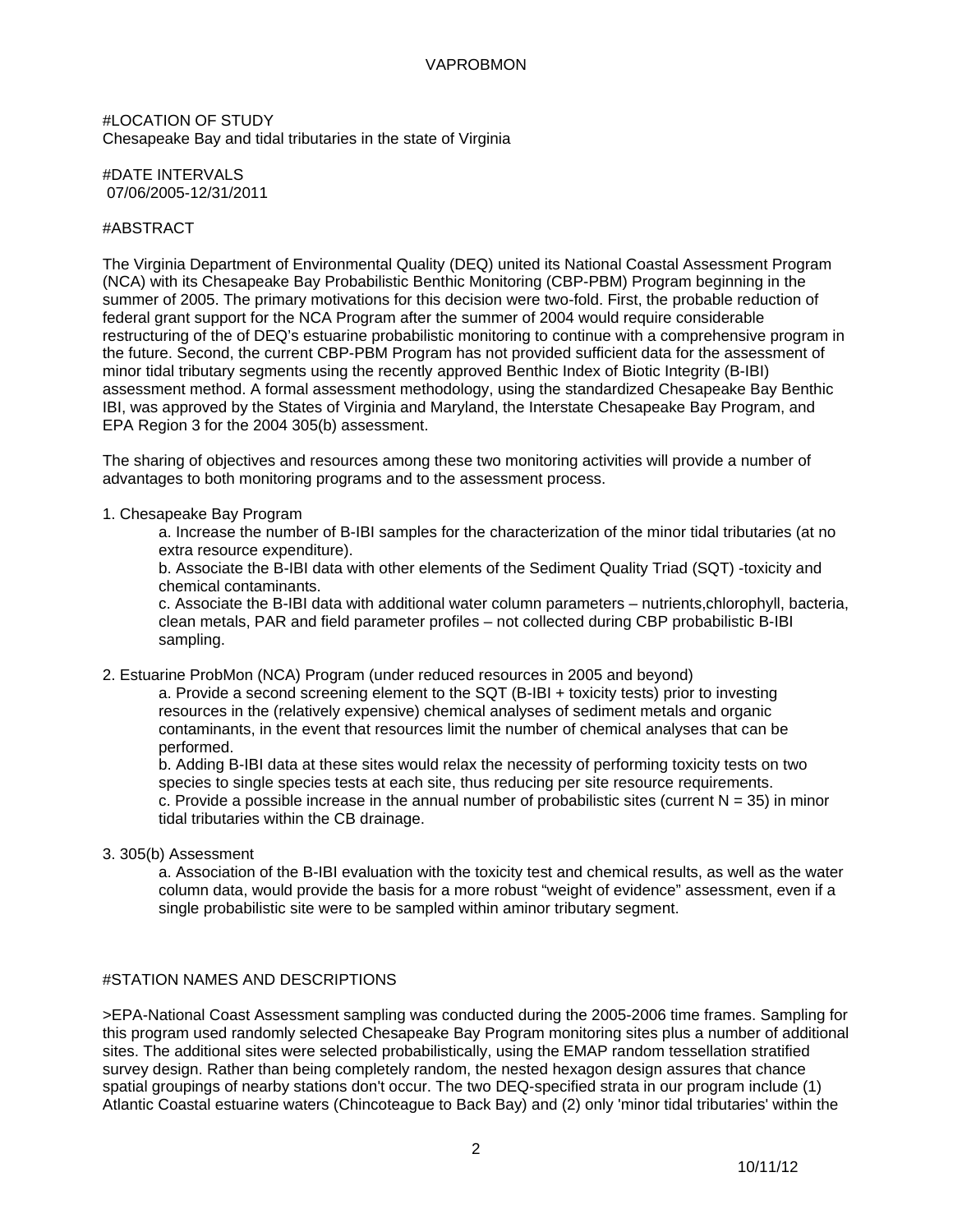#LOCATION OF STUDY
Chesapeake Bay and tidal tributaries in the state of Virginia

#DATE INTERVALS
07/06/2005-12/31/2011

#ABSTRACT

The Virginia Department of Environmental Quality (DEQ) united its National Coastal Assessment Program (NCA) with its Chesapeake Bay Probabilistic Benthic Monitoring (CBP-PBM) Program beginning in the summer of 2005. The primary motivations for this decision were two-fold. First, the probable reduction of federal grant support for the NCA Program after the summer of 2004 would require considerable restructuring of the of DEQ's estuarine probabilistic monitoring to continue with a comprehensive program in the future. Second, the current CBP-PBM Program has not provided sufficient data for the assessment of minor tidal tributary segments using the recently approved Benthic Index of Biotic Integrity (B-IBI) assessment method. A formal assessment methodology, using the standardized Chesapeake Bay Benthic IBI, was approved by the States of Virginia and Maryland, the Interstate Chesapeake Bay Program, and EPA Region 3 for the 2004 305(b) assessment.

The sharing of objectives and resources among these two monitoring activities will provide a number of advantages to both monitoring programs and to the assessment process.

1. Chesapeake Bay Program
   - a. Increase the number of B-IBI samples for the characterization of the minor tidal tributaries (at no extra resource expenditure).
   - b. Associate the B-IBI data with other elements of the Sediment Quality Triad (SQT) -toxicity and chemical contaminants.
   - c. Associate the B-IBI data with additional water column parameters – nutrients,chlorophyll, bacteria, clean metals, PAR and field parameter profiles – not collected during CBP probabilistic B-IBI sampling.

2. Estuarine ProbMon (NCA) Program (under reduced resources in 2005 and beyond)
   - a. Provide a second screening element to the SQT (B-IBI + toxicity tests) prior to investing resources in the (relatively expensive) chemical analyses of sediment metals and organic contaminants, in the event that resources limit the number of chemical analyses that can be performed.
   - b. Adding B-IBI data at these sites would relax the necessity of performing toxicity tests on two species to single species tests at each site, thus reducing per site resource requirements.
   - c. Provide a possible increase in the annual number of probabilistic sites (current N = 35) in minor tidal tributaries within the CB drainage.

3. 305(b) Assessment
   - a. Association of the B-IBI evaluation with the toxicity test and chemical results, as well as the water column data, would provide the basis for a more robust "weight of evidence" assessment, even if a single probabilistic site were to be sampled within aminor tributary segment.

#STATION NAMES AND DESCRIPTIONS

>EPA-National Coast Assessment sampling was conducted during the 2005-2006 time frames. Sampling for this program used randomly selected Chesapeake Bay Program monitoring sites plus a number of additional sites. The additional sites were selected probabilistically, using the EMAP random tessellation stratified survey design. Rather than being completely random, the nested hexagon design assures that chance spatial groupings of nearby stations don't occur. The two DEQ-specified strata in our program include (1) Atlantic Coastal estuarine waters (Chincoteague to Back Bay) and (2) only 'minor tidal tributaries' within the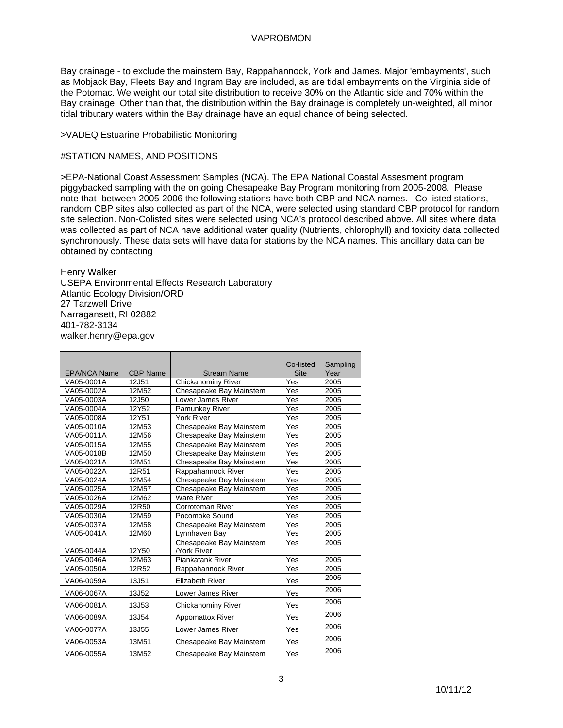Bay drainage - to exclude the mainstem Bay, Rappahannock, York and James. Major 'embayments', such as Mobjack Bay, Fleets Bay and Ingram Bay are included, as are tidal embayments on the Virginia side of the Potomac. We weight our total site distribution to receive 30% on the Atlantic side and 70% within the Bay drainage. Other than that, the distribution within the Bay drainage is completely un-weighted, all minor tidal tributary waters within the Bay drainage have an equal chance of being selected.

>VADEQ Estuarine Probabilistic Monitoring

#STATION NAMES, AND POSITIONS

>EPA-National Coast Assessment Samples (NCA). The EPA National Coastal Assesment program piggybacked sampling with the on going Chesapeake Bay Program monitoring from 2005-2008. Please note that between 2005-2006 the following stations have both CBP and NCA names. Co-listed stations, random CBP sites also collected as part of the NCA, were selected using standard CBP protocol for random site selection. Non-Colisted sites were selected using NCA's protocol described above. All sites where data was collected as part of NCA have additional water quality (Nutrients, chlorophyll) and toxicity data collected synchronously. These data sets will have data for stations by the NCA names. This ancillary data can be obtained by contacting

Henry Walker
USEPA Environmental Effects Research Laboratory
Atlantic Ecology Division/ORD
27 Tarzwell Drive
Narragansett, RI 02882
401-782-3134
walker.henry@epa.gov

| EPA/NCA Name | CBP Name | Stream Name | Co-listed Site | Sampling Year |
|---|---|---|---|---|
| VA05-0001A | 12J51 | Chickahominy River | Yes | 2005 |
| VA05-0002A | 12M52 | Chesapeake Bay Mainstem | Yes | 2005 |
| VA05-0003A | 12J50 | Lower James River | Yes | 2005 |
| VA05-0004A | 12Y52 | Pamunkey River | Yes | 2005 |
| VA05-0008A | 12Y51 | York River | Yes | 2005 |
| VA05-0010A | 12M53 | Chesapeake Bay Mainstem | Yes | 2005 |
| VA05-0011A | 12M56 | Chesapeake Bay Mainstem | Yes | 2005 |
| VA05-0015A | 12M55 | Chesapeake Bay Mainstem | Yes | 2005 |
| VA05-0018B | 12M50 | Chesapeake Bay Mainstem | Yes | 2005 |
| VA05-0021A | 12M51 | Chesapeake Bay Mainstem | Yes | 2005 |
| VA05-0022A | 12R51 | Rappahannock River | Yes | 2005 |
| VA05-0024A | 12M54 | Chesapeake Bay Mainstem | Yes | 2005 |
| VA05-0025A | 12M57 | Chesapeake Bay Mainstem | Yes | 2005 |
| VA05-0026A | 12M62 | Ware River | Yes | 2005 |
| VA05-0029A | 12R50 | Corrotoman River | Yes | 2005 |
| VA05-0030A | 12M59 | Pocomoke Sound | Yes | 2005 |
| VA05-0037A | 12M58 | Chesapeake Bay Mainstem | Yes | 2005 |
| VA05-0041A | 12M60 | Lynnhaven Bay | Yes | 2005 |
| VA05-0044A | 12Y50 | Chesapeake Bay Mainstem /York River | Yes | 2005 |
| VA05-0046A | 12M63 | Piankatank River | Yes | 2005 |
| VA05-0050A | 12R52 | Rappahannock River | Yes | 2005 |
| VA06-0059A | 13J51 | Elizabeth River | Yes | 2006 |
| VA06-0067A | 13J52 | Lower James River | Yes | 2006 |
| VA06-0081A | 13J53 | Chickahominy River | Yes | 2006 |
| VA06-0089A | 13J54 | Appomattox River | Yes | 2006 |
| VA06-0077A | 13J55 | Lower James River | Yes | 2006 |
| VA06-0053A | 13M51 | Chesapeake Bay Mainstem | Yes | 2006 |
| VA06-0055A | 13M52 | Chesapeake Bay Mainstem | Yes | 2006 |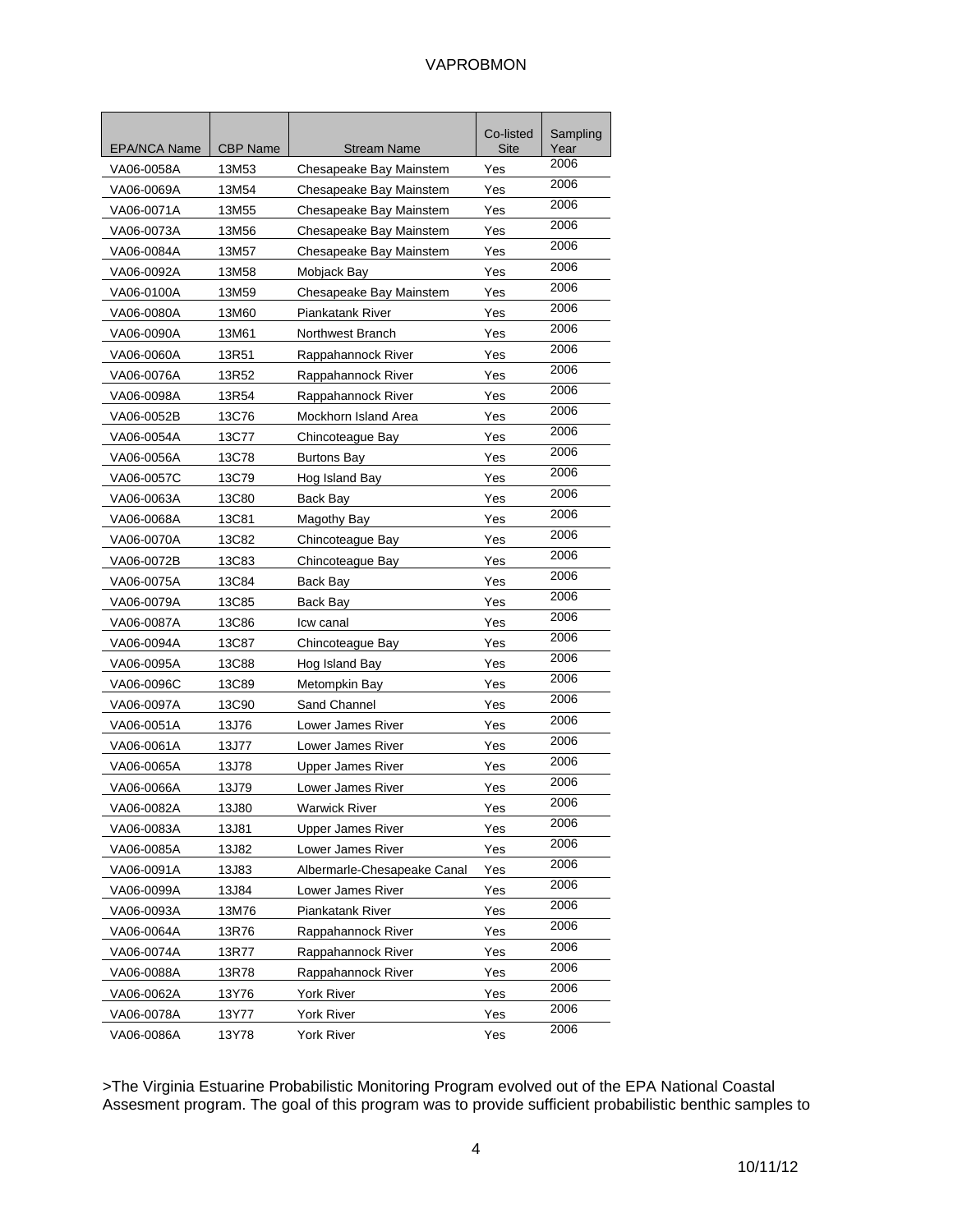| EPA/NCA Name | CBP Name | Stream Name | Co-listed Site | Sampling Year |
|---|---|---|---|---|
| VA06-0058A | 13M53 | Chesapeake Bay Mainstem | Yes | 2006 |
| VA06-0069A | 13M54 | Chesapeake Bay Mainstem | Yes | 2006 |
| VA06-0071A | 13M55 | Chesapeake Bay Mainstem | Yes | 2006 |
| VA06-0073A | 13M56 | Chesapeake Bay Mainstem | Yes | 2006 |
| VA06-0084A | 13M57 | Chesapeake Bay Mainstem | Yes | 2006 |
| VA06-0092A | 13M58 | Mobjack Bay | Yes | 2006 |
| VA06-0100A | 13M59 | Chesapeake Bay Mainstem | Yes | 2006 |
| VA06-0080A | 13M60 | Piankatank River | Yes | 2006 |
| VA06-0090A | 13M61 | Northwest Branch | Yes | 2006 |
| VA06-0060A | 13R51 | Rappahannock River | Yes | 2006 |
| VA06-0076A | 13R52 | Rappahannock River | Yes | 2006 |
| VA06-0098A | 13R54 | Rappahannock River | Yes | 2006 |
| VA06-0052B | 13C76 | Mockhorn Island Area | Yes | 2006 |
| VA06-0054A | 13C77 | Chincoteague Bay | Yes | 2006 |
| VA06-0056A | 13C78 | Burtons Bay | Yes | 2006 |
| VA06-0057C | 13C79 | Hog Island Bay | Yes | 2006 |
| VA06-0063A | 13C80 | Back Bay | Yes | 2006 |
| VA06-0068A | 13C81 | Magothy Bay | Yes | 2006 |
| VA06-0070A | 13C82 | Chincoteague Bay | Yes | 2006 |
| VA06-0072B | 13C83 | Chincoteague Bay | Yes | 2006 |
| VA06-0075A | 13C84 | Back Bay | Yes | 2006 |
| VA06-0079A | 13C85 | Back Bay | Yes | 2006 |
| VA06-0087A | 13C86 | Icw canal | Yes | 2006 |
| VA06-0094A | 13C87 | Chincoteague Bay | Yes | 2006 |
| VA06-0095A | 13C88 | Hog Island Bay | Yes | 2006 |
| VA06-0096C | 13C89 | Metompkin Bay | Yes | 2006 |
| VA06-0097A | 13C90 | Sand Channel | Yes | 2006 |
| VA06-0051A | 13J76 | Lower James River | Yes | 2006 |
| VA06-0061A | 13J77 | Lower James River | Yes | 2006 |
| VA06-0065A | 13J78 | Upper James River | Yes | 2006 |
| VA06-0066A | 13J79 | Lower James River | Yes | 2006 |
| VA06-0082A | 13J80 | Warwick River | Yes | 2006 |
| VA06-0083A | 13J81 | Upper James River | Yes | 2006 |
| VA06-0085A | 13J82 | Lower James River | Yes | 2006 |
| VA06-0091A | 13J83 | Albermarle-Chesapeake Canal | Yes | 2006 |
| VA06-0099A | 13J84 | Lower James River | Yes | 2006 |
| VA06-0093A | 13M76 | Piankatank River | Yes | 2006 |
| VA06-0064A | 13R76 | Rappahannock River | Yes | 2006 |
| VA06-0074A | 13R77 | Rappahannock River | Yes | 2006 |
| VA06-0088A | 13R78 | Rappahannock River | Yes | 2006 |
| VA06-0062A | 13Y76 | York River | Yes | 2006 |
| VA06-0078A | 13Y77 | York River | Yes | 2006 |
| VA06-0086A | 13Y78 | York River | Yes | 2006 |

>The Virginia Estuarine Probabilistic Monitoring Program evolved out of the EPA National Coastal Assesment program. The goal of this program was to provide sufficient probabilistic benthic samples to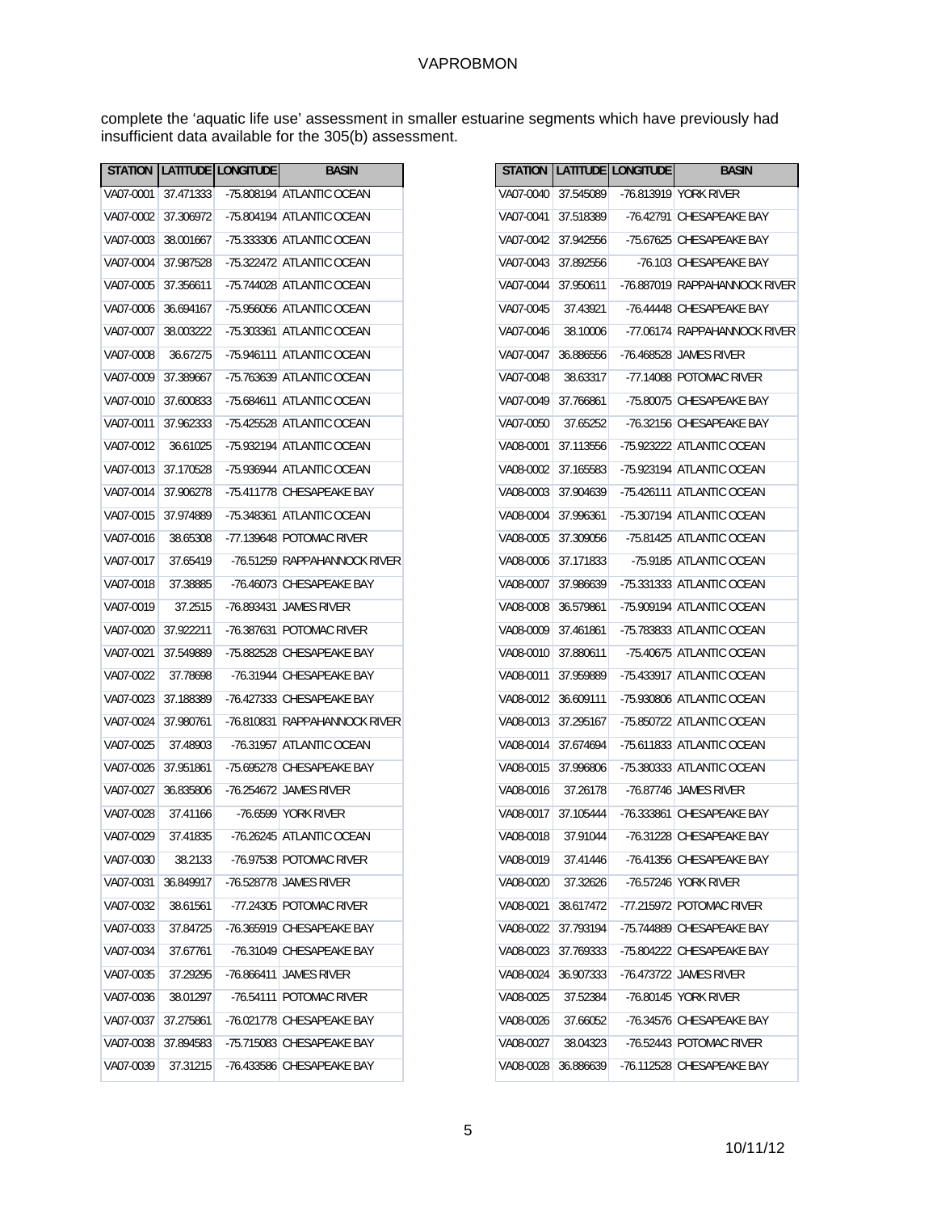complete the 'aquatic life use' assessment in smaller estuarine segments which have previously had insufficient data available for the 305(b) assessment.

| STATION | LATITUDE | LONGITUDE | BASIN |
|---|---|---|---|
| VA07-0001 | 37.471333 | -75.808194 | ATLANTIC OCEAN |
| VA07-0002 | 37.306972 | -75.804194 | ATLANTIC OCEAN |
| VA07-0003 | 38.001667 | -75.333306 | ATLANTIC OCEAN |
| VA07-0004 | 37.987528 | -75.322472 | ATLANTIC OCEAN |
| VA07-0005 | 37.356611 | -75.744028 | ATLANTIC OCEAN |
| VA07-0006 | 36.694167 | -75.956056 | ATLANTIC OCEAN |
| VA07-0007 | 38.003222 | -75.303361 | ATLANTIC OCEAN |
| VA07-0008 | 36.67275 | -75.946111 | ATLANTIC OCEAN |
| VA07-0009 | 37.389667 | -75.763639 | ATLANTIC OCEAN |
| VA07-0010 | 37.600833 | -75.684611 | ATLANTIC OCEAN |
| VA07-0011 | 37.962333 | -75.425528 | ATLANTIC OCEAN |
| VA07-0012 | 36.61025 | -75.932194 | ATLANTIC OCEAN |
| VA07-0013 | 37.170528 | -75.936944 | ATLANTIC OCEAN |
| VA07-0014 | 37.906278 | -75.411778 | CHESAPEAKE BAY |
| VA07-0015 | 37.974889 | -75.348361 | ATLANTIC OCEAN |
| VA07-0016 | 38.65308 | -77.139648 | POTOMAC RIVER |
| VA07-0017 | 37.65419 | -76.51259 | RAPPAHANNOCK RIVER |
| VA07-0018 | 37.38885 | -76.46073 | CHESAPEAKE BAY |
| VA07-0019 | 37.2515 | -76.893431 | JAMES RIVER |
| VA07-0020 | 37.922211 | -76.387631 | POTOMAC RIVER |
| VA07-0021 | 37.549889 | -75.882528 | CHESAPEAKE BAY |
| VA07-0022 | 37.78698 | -76.31944 | CHESAPEAKE BAY |
| VA07-0023 | 37.188389 | -76.427333 | CHESAPEAKE BAY |
| VA07-0024 | 37.980761 | -76.810831 | RAPPAHANNOCK RIVER |
| VA07-0025 | 37.48903 | -76.31957 | ATLANTIC OCEAN |
| VA07-0026 | 37.951861 | -75.695278 | CHESAPEAKE BAY |
| VA07-0027 | 36.835806 | -76.254672 | JAMES RIVER |
| VA07-0028 | 37.41166 | -76.6599 | YORK RIVER |
| VA07-0029 | 37.41835 | -76.26245 | ATLANTIC OCEAN |
| VA07-0030 | 38.2133 | -76.97538 | POTOMAC RIVER |
| VA07-0031 | 36.849917 | -76.528778 | JAMES RIVER |
| VA07-0032 | 38.61561 | -77.24305 | POTOMAC RIVER |
| VA07-0033 | 37.84725 | -76.365919 | CHESAPEAKE BAY |
| VA07-0034 | 37.67761 | -76.31049 | CHESAPEAKE BAY |
| VA07-0035 | 37.29295 | -76.866411 | JAMES RIVER |
| VA07-0036 | 38.01297 | -76.54111 | POTOMAC RIVER |
| VA07-0037 | 37.275861 | -76.021778 | CHESAPEAKE BAY |
| VA07-0038 | 37.894583 | -75.715083 | CHESAPEAKE BAY |
| VA07-0039 | 37.31215 | -76.433586 | CHESAPEAKE BAY |
| VA07-0040 | 37.545089 | -76.813919 | YORK RIVER |
| VA07-0041 | 37.518389 | -76.42791 | CHESAPEAKE BAY |
| VA07-0042 | 37.942556 | -75.67625 | CHESAPEAKE BAY |
| VA07-0043 | 37.892556 | -76.103 | CHESAPEAKE BAY |
| VA07-0044 | 37.950611 | -76.887019 | RAPPAHANNOCK RIVER |
| VA07-0045 | 37.43921 | -76.44448 | CHESAPEAKE BAY |
| VA07-0046 | 38.10006 | -77.06174 | RAPPAHANNOCK RIVER |
| VA07-0047 | 36.886556 | -76.468528 | JAMES RIVER |
| VA07-0048 | 38.63317 | -77.14088 | POTOMAC RIVER |
| VA07-0049 | 37.766861 | -75.80075 | CHESAPEAKE BAY |
| VA07-0050 | 37.65252 | -76.32156 | CHESAPEAKE BAY |
| VA08-0001 | 37.113556 | -75.923222 | ATLANTIC OCEAN |
| VA08-0002 | 37.165583 | -75.923194 | ATLANTIC OCEAN |
| VA08-0003 | 37.904639 | -75.426111 | ATLANTIC OCEAN |
| VA08-0004 | 37.996361 | -75.307194 | ATLANTIC OCEAN |
| VA08-0005 | 37.309056 | -75.81425 | ATLANTIC OCEAN |
| VA08-0006 | 37.171833 | -75.9185 | ATLANTIC OCEAN |
| VA08-0007 | 37.986639 | -75.331333 | ATLANTIC OCEAN |
| VA08-0008 | 36.579861 | -75.909194 | ATLANTIC OCEAN |
| VA08-0009 | 37.461861 | -75.783833 | ATLANTIC OCEAN |
| VA08-0010 | 37.880611 | -75.40675 | ATLANTIC OCEAN |
| VA08-0011 | 37.959889 | -75.433917 | ATLANTIC OCEAN |
| VA08-0012 | 36.609111 | -75.930806 | ATLANTIC OCEAN |
| VA08-0013 | 37.295167 | -75.850722 | ATLANTIC OCEAN |
| VA08-0014 | 37.674694 | -75.611833 | ATLANTIC OCEAN |
| VA08-0015 | 37.996806 | -75.380333 | ATLANTIC OCEAN |
| VA08-0016 | 37.26178 | -76.87746 | JAMES RIVER |
| VA08-0017 | 37.105444 | -76.333861 | CHESAPEAKE BAY |
| VA08-0018 | 37.91044 | -76.31228 | CHESAPEAKE BAY |
| VA08-0019 | 37.41446 | -76.41356 | CHESAPEAKE BAY |
| VA08-0020 | 37.32626 | -76.57246 | YORK RIVER |
| VA08-0021 | 38.617472 | -77.215972 | POTOMAC RIVER |
| VA08-0022 | 37.793194 | -75.744889 | CHESAPEAKE BAY |
| VA08-0023 | 37.769333 | -75.804222 | CHESAPEAKE BAY |
| VA08-0024 | 36.907333 | -76.473722 | JAMES RIVER |
| VA08-0025 | 37.52384 | -76.80145 | YORK RIVER |
| VA08-0026 | 37.66052 | -76.34576 | CHESAPEAKE BAY |
| VA08-0027 | 38.04323 | -76.52443 | POTOMAC RIVER |
| VA08-0028 | 36.886639 | -76.112528 | CHESAPEAKE BAY |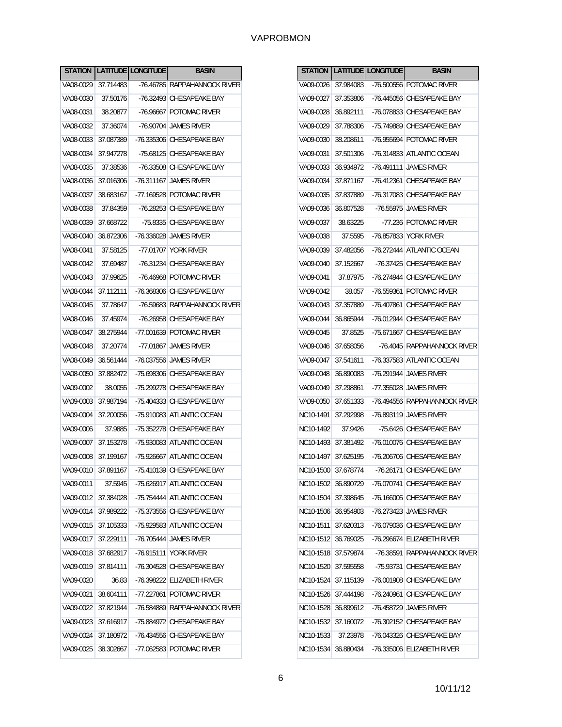| STATION | LATITUDE | LONGITUDE | BASIN |
|---|---|---|---|
| VA08-0029 | 37.714483 | -76.46785 | RAPPAHANNOCK RIVER |
| VA08-0030 | 37.50176 | -76.32493 | CHESAPEAKE BAY |
| VA08-0031 | 38.20877 | -76.96667 | POTOMAC RIVER |
| VA08-0032 | 37.36074 | -76.90704 | JAMES RIVER |
| VA08-0033 | 37.087389 | -76.335306 | CHESAPEAKE BAY |
| VA08-0034 | 37.947278 | -75.68125 | CHESAPEAKE BAY |
| VA08-0035 | 37.38536 | -76.33508 | CHESAPEAKE BAY |
| VA08-0036 | 37.016306 | -76.311167 | JAMES RIVER |
| VA08-0037 | 38.683167 | -77.169528 | POTOMAC RIVER |
| VA08-0038 | 37.84359 | -76.28253 | CHESAPEAKE BAY |
| VA08-0039 | 37.668722 | -75.8335 | CHESAPEAKE BAY |
| VA08-0040 | 36.872306 | -76.336028 | JAMES RIVER |
| VA08-0041 | 37.58125 | -77.01707 | YORK RIVER |
| VA08-0042 | 37.69487 | -76.31234 | CHESAPEAKE BAY |
| VA08-0043 | 37.99625 | -76.46968 | POTOMAC RIVER |
| VA08-0044 | 37.112111 | -76.368306 | CHESAPEAKE BAY |
| VA08-0045 | 37.78647 | -76.59683 | RAPPAHANNOCK RIVER |
| VA08-0046 | 37.45974 | -76.26958 | CHESAPEAKE BAY |
| VA08-0047 | 38.275944 | -77.001639 | POTOMAC RIVER |
| VA08-0048 | 37.20774 | -77.01867 | JAMES RIVER |
| VA08-0049 | 36.561444 | -76.037556 | JAMES RIVER |
| VA08-0050 | 37.882472 | -75.698306 | CHESAPEAKE BAY |
| VA09-0002 | 38.0055 | -75.299278 | CHESAPEAKE BAY |
| VA09-0003 | 37.987194 | -75.404333 | CHESAPEAKE BAY |
| VA09-0004 | 37.200056 | -75.910083 | ATLANTIC OCEAN |
| VA09-0006 | 37.9885 | -75.352278 | CHESAPEAKE BAY |
| VA09-0007 | 37.153278 | -75.930083 | ATLANTIC OCEAN |
| VA09-0008 | 37.199167 | -75.926667 | ATLANTIC OCEAN |
| VA09-0010 | 37.891167 | -75.410139 | CHESAPEAKE BAY |
| VA09-0011 | 37.5945 | -75.626917 | ATLANTIC OCEAN |
| VA09-0012 | 37.384028 | -75.754444 | ATLANTIC OCEAN |
| VA09-0014 | 37.989222 | -75.373556 | CHESAPEAKE BAY |
| VA09-0015 | 37.105333 | -75.929583 | ATLANTIC OCEAN |
| VA09-0017 | 37.229111 | -76.705444 | JAMES RIVER |
| VA09-0018 | 37.682917 | -76.915111 | YORK RIVER |
| VA09-0019 | 37.814111 | -76.304528 | CHESAPEAKE BAY |
| VA09-0020 | 36.83 | -76.398222 | ELIZABETH RIVER |
| VA09-0021 | 38.604111 | -77.227861 | POTOMAC RIVER |
| VA09-0022 | 37.821944 | -76.584889 | RAPPAHANNOCK RIVER |
| VA09-0023 | 37.616917 | -75.884972 | CHESAPEAKE BAY |
| VA09-0024 | 37.180972 | -76.434556 | CHESAPEAKE BAY |
| VA09-0025 | 38.302667 | -77.062583 | POTOMAC RIVER |
| VA09-0026 | 37.984083 | -76.500556 | POTOMAC RIVER |
| VA09-0027 | 37.353806 | -76.445056 | CHESAPEAKE BAY |
| VA09-0028 | 36.892111 | -76.078833 | CHESAPEAKE BAY |
| VA09-0029 | 37.788306 | -75.749889 | CHESAPEAKE BAY |
| VA09-0030 | 38.208611 | -76.955694 | POTOMAC RIVER |
| VA09-0031 | 37.501306 | -76.314833 | ATLANTIC OCEAN |
| VA09-0033 | 36.934972 | -76.491111 | JAMES RIVER |
| VA09-0034 | 37.871167 | -76.412361 | CHESAPEAKE BAY |
| VA09-0035 | 37.837889 | -76.317083 | CHESAPEAKE BAY |
| VA09-0036 | 36.807528 | -76.55975 | JAMES RIVER |
| VA09-0037 | 38.63225 | -77.236 | POTOMAC RIVER |
| VA09-0038 | 37.5595 | -76.857833 | YORK RIVER |
| VA09-0039 | 37.482056 | -76.272444 | ATLANTIC OCEAN |
| VA09-0040 | 37.152667 | -76.37425 | CHESAPEAKE BAY |
| VA09-0041 | 37.87975 | -76.274944 | CHESAPEAKE BAY |
| VA09-0042 | 38.057 | -76.559361 | POTOMAC RIVER |
| VA09-0043 | 37.357889 | -76.407861 | CHESAPEAKE BAY |
| VA09-0044 | 36.865944 | -76.012944 | CHESAPEAKE BAY |
| VA09-0045 | 37.8525 | -75.671667 | CHESAPEAKE BAY |
| VA09-0046 | 37.658056 | -76.4045 | RAPPAHANNOCK RIVER |
| VA09-0047 | 37.541611 | -76.337583 | ATLANTIC OCEAN |
| VA09-0048 | 36.890083 | -76.291944 | JAMES RIVER |
| VA09-0049 | 37.298861 | -77.355028 | JAMES RIVER |
| VA09-0050 | 37.651333 | -76.494556 | RAPPAHANNOCK RIVER |
| NC10-1491 | 37.292998 | -76.893119 | JAMES RIVER |
| NC10-1492 | 37.9426 | -75.6426 | CHESAPEAKE BAY |
| NC10-1493 | 37.381492 | -76.010076 | CHESAPEAKE BAY |
| NC10-1497 | 37.625195 | -76.206706 | CHESAPEAKE BAY |
| NC10-1500 | 37.678774 | -76.26171 | CHESAPEAKE BAY |
| NC10-1502 | 36.890729 | -76.070741 | CHESAPEAKE BAY |
| NC10-1504 | 37.398645 | -76.166005 | CHESAPEAKE BAY |
| NC10-1506 | 36.954903 | -76.273423 | JAMES RIVER |
| NC10-1511 | 37.620313 | -76.079036 | CHESAPEAKE BAY |
| NC10-1512 | 36.769025 | -76.296674 | ELIZABETH RIVER |
| NC10-1518 | 37.579874 | -76.38591 | RAPPAHANNOCK RIVER |
| NC10-1520 | 37.595558 | -75.93731 | CHESAPEAKE BAY |
| NC10-1524 | 37.115139 | -76.001908 | CHESAPEAKE BAY |
| NC10-1526 | 37.444198 | -76.240961 | CHESAPEAKE BAY |
| NC10-1528 | 36.899612 | -76.458729 | JAMES RIVER |
| NC10-1532 | 37.160072 | -76.302152 | CHESAPEAKE BAY |
| NC10-1533 | 37.23978 | -76.043326 | CHESAPEAKE BAY |
| NC10-1534 | 36.880434 | -76.335006 | ELIZABETH RIVER |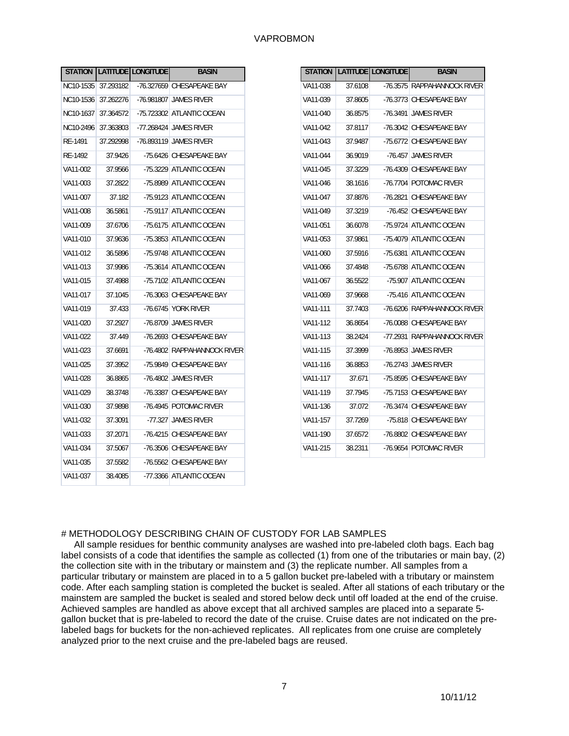| STATION | LATITUDE | LONGITUDE | BASIN |
|---|---|---|---|
| NC10-1535 | 37.293182 | -76.327659 | CHESAPEAKE BAY |
| NC10-1536 | 37.262276 | -76.981807 | JAMES RIVER |
| NC10-1637 | 37.364572 | -75.723302 | ATLANTIC OCEAN |
| NC10-2496 | 37.363803 | -77.268424 | JAMES RIVER |
| RE-1491 | 37.292998 | -76.893119 | JAMES RIVER |
| RE-1492 | 37.9426 | -75.6426 | CHESAPEAKE BAY |
| VA11-002 | 37.9566 | -75.3229 | ATLANTIC OCEAN |
| VA11-003 | 37.2822 | -75.8989 | ATLANTIC OCEAN |
| VA11-007 | 37.182 | -75.9123 | ATLANTIC OCEAN |
| VA11-008 | 36.5861 | -75.9117 | ATLANTIC OCEAN |
| VA11-009 | 37.6706 | -75.6175 | ATLANTIC OCEAN |
| VA11-010 | 37.9636 | -75.3853 | ATLANTIC OCEAN |
| VA11-012 | 36.5896 | -75.9748 | ATLANTIC OCEAN |
| VA11-013 | 37.9986 | -75.3614 | ATLANTIC OCEAN |
| VA11-015 | 37.4988 | -75.7102 | ATLANTIC OCEAN |
| VA11-017 | 37.1045 | -76.3063 | CHESAPEAKE BAY |
| VA11-019 | 37.433 | -76.6745 | YORK RIVER |
| VA11-020 | 37.2927 | -76.8709 | JAMES RIVER |
| VA11-022 | 37.449 | -76.2693 | CHESAPEAKE BAY |
| VA11-023 | 37.6691 | -76.4802 | RAPPAHANNOCK RIVER |
| VA11-025 | 37.3952 | -75.9849 | CHESAPEAKE BAY |
| VA11-028 | 36.8865 | -76.4802 | JAMES RIVER |
| VA11-029 | 38.3748 | -76.3387 | CHESAPEAKE BAY |
| VA11-030 | 37.9898 | -76.4945 | POTOMAC RIVER |
| VA11-032 | 37.3091 | -77.327 | JAMES RIVER |
| VA11-033 | 37.2071 | -76.4215 | CHESAPEAKE BAY |
| VA11-034 | 37.5067 | -76.3506 | CHESAPEAKE BAY |
| VA11-035 | 37.5582 | -76.5562 | CHESAPEAKE BAY |
| VA11-037 | 38.4085 | -77.3366 | ATLANTIC OCEAN |
| VA11-038 | 37.6108 | -76.3575 | RAPPAHANNOCK RIVER |
| VA11-039 | 37.8605 | -76.3773 | CHESAPEAKE BAY |
| VA11-040 | 36.8575 | -76.3491 | JAMES RIVER |
| VA11-042 | 37.8117 | -76.3042 | CHESAPEAKE BAY |
| VA11-043 | 37.9487 | -75.6772 | CHESAPEAKE BAY |
| VA11-044 | 36.9019 | -76.457 | JAMES RIVER |
| VA11-045 | 37.3229 | -76.4309 | CHESAPEAKE BAY |
| VA11-046 | 38.1616 | -76.7704 | POTOMAC RIVER |
| VA11-047 | 37.8876 | -76.2821 | CHESAPEAKE BAY |
| VA11-049 | 37.3219 | -76.452 | CHESAPEAKE BAY |
| VA11-051 | 36.6078 | -75.9724 | ATLANTIC OCEAN |
| VA11-053 | 37.9861 | -75.4079 | ATLANTIC OCEAN |
| VA11-060 | 37.5916 | -75.6381 | ATLANTIC OCEAN |
| VA11-066 | 37.4848 | -75.6788 | ATLANTIC OCEAN |
| VA11-067 | 36.5522 | -75.907 | ATLANTIC OCEAN |
| VA11-069 | 37.9668 | -75.416 | ATLANTIC OCEAN |
| VA11-111 | 37.7403 | -76.6206 | RAPPAHANNOCK RIVER |
| VA11-112 | 36.8654 | -76.0088 | CHESAPEAKE BAY |
| VA11-113 | 38.2424 | -77.2931 | RAPPAHANNOCK RIVER |
| VA11-115 | 37.3999 | -76.8953 | JAMES RIVER |
| VA11-116 | 36.8853 | -76.2743 | JAMES RIVER |
| VA11-117 | 37.671 | -75.8595 | CHESAPEAKE BAY |
| VA11-119 | 37.7945 | -75.7153 | CHESAPEAKE BAY |
| VA11-136 | 37.072 | -76.3474 | CHESAPEAKE BAY |
| VA11-157 | 37.7269 | -75.818 | CHESAPEAKE BAY |
| VA11-190 | 37.6572 | -76.8802 | CHESAPEAKE BAY |
| VA11-215 | 38.2311 | -76.9654 | POTOMAC RIVER |

# METHODOLOGY DESCRIBING CHAIN OF CUSTODY FOR LAB SAMPLES

All sample residues for benthic community analyses are washed into pre-labeled cloth bags. Each bag label consists of a code that identifies the sample as collected (1) from one of the tributaries or main bay, (2) the collection site with in the tributary or mainstem and (3) the replicate number. All samples from a particular tributary or mainstem are placed in to a 5 gallon bucket pre-labeled with a tributary or mainstem code. After each sampling station is completed the bucket is sealed. After all stations of each tributary or the mainstem are sampled the bucket is sealed and stored below deck until off loaded at the end of the cruise. Achieved samples are handled as above except that all archived samples are placed into a separate 5-gallon bucket that is pre-labeled to record the date of the cruise. Cruise dates are not indicated on the pre-labeled bags for buckets for the non-achieved replicates. All replicates from one cruise are completely analyzed prior to the next cruise and the pre-labeled bags are reused.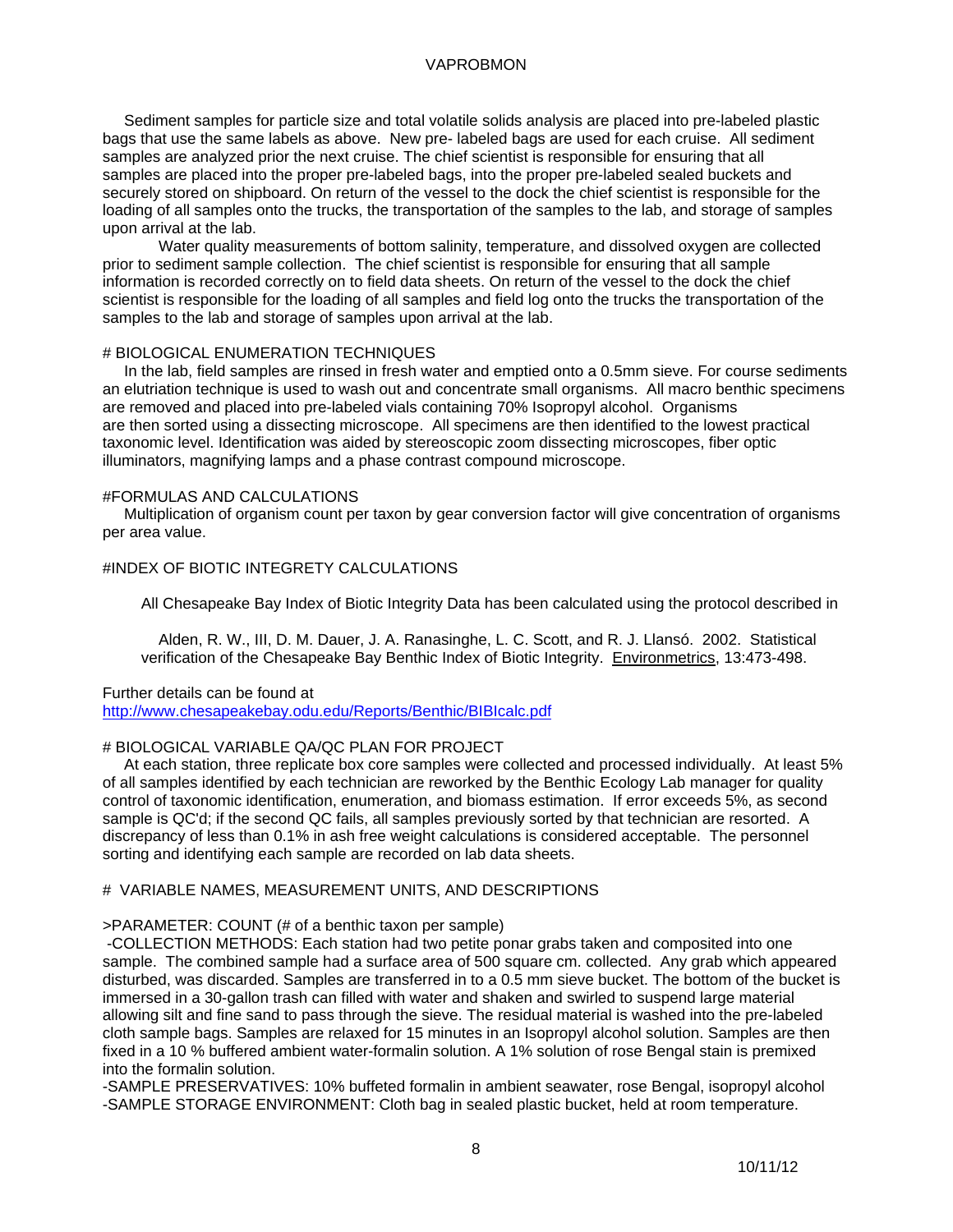Sediment samples for particle size and total volatile solids analysis are placed into pre-labeled plastic bags that use the same labels as above. New pre- labeled bags are used for each cruise. All sediment samples are analyzed prior the next cruise. The chief scientist is responsible for ensuring that all samples are placed into the proper pre-labeled bags, into the proper pre-labeled sealed buckets and securely stored on shipboard. On return of the vessel to the dock the chief scientist is responsible for the loading of all samples onto the trucks, the transportation of the samples to the lab, and storage of samples upon arrival at the lab.

Water quality measurements of bottom salinity, temperature, and dissolved oxygen are collected prior to sediment sample collection. The chief scientist is responsible for ensuring that all sample information is recorded correctly on to field data sheets. On return of the vessel to the dock the chief scientist is responsible for the loading of all samples and field log onto the trucks the transportation of the samples to the lab and storage of samples upon arrival at the lab.

# BIOLOGICAL ENUMERATION TECHNIQUES

In the lab, field samples are rinsed in fresh water and emptied onto a 0.5mm sieve. For course sediments an elutriation technique is used to wash out and concentrate small organisms. All macro benthic specimens are removed and placed into pre-labeled vials containing 70% Isopropyl alcohol. Organisms are then sorted using a dissecting microscope. All specimens are then identified to the lowest practical taxonomic level. Identification was aided by stereoscopic zoom dissecting microscopes, fiber optic illuminators, magnifying lamps and a phase contrast compound microscope.

# FORMULAS AND CALCULATIONS

Multiplication of organism count per taxon by gear conversion factor will give concentration of organisms per area value.

# INDEX OF BIOTIC INTEGRETY CALCULATIONS

All Chesapeake Bay Index of Biotic Integrity Data has been calculated using the protocol described in

Alden, R. W., III, D. M. Dauer, J. A. Ranasinghe, L. C. Scott, and R. J. Llansó. 2002. Statistical verification of the Chesapeake Bay Benthic Index of Biotic Integrity. Environmetrics, 13:473-498.

Further details can be found at
http://www.chesapeakebay.odu.edu/Reports/Benthic/BIBIcalc.pdf

# BIOLOGICAL VARIABLE QA/QC PLAN FOR PROJECT

At each station, three replicate box core samples were collected and processed individually. At least 5% of all samples identified by each technician are reworked by the Benthic Ecology Lab manager for quality control of taxonomic identification, enumeration, and biomass estimation. If error exceeds 5%, as second sample is QC'd; if the second QC fails, all samples previously sorted by that technician are resorted. A discrepancy of less than 0.1% in ash free weight calculations is considered acceptable. The personnel sorting and identifying each sample are recorded on lab data sheets.

# VARIABLE NAMES, MEASUREMENT UNITS, AND DESCRIPTIONS

>PARAMETER: COUNT (# of a benthic taxon per sample)

-COLLECTION METHODS: Each station had two petite ponar grabs taken and composited into one sample. The combined sample had a surface area of 500 square cm. collected. Any grab which appeared disturbed, was discarded. Samples are transferred in to a 0.5 mm sieve bucket. The bottom of the bucket is immersed in a 30-gallon trash can filled with water and shaken and swirled to suspend large material allowing silt and fine sand to pass through the sieve. The residual material is washed into the pre-labeled cloth sample bags. Samples are relaxed for 15 minutes in an Isopropyl alcohol solution. Samples are then fixed in a 10 % buffered ambient water-formalin solution. A 1% solution of rose Bengal stain is premixed into the formalin solution.

-SAMPLE PRESERVATIVES: 10% buffeted formalin in ambient seawater, rose Bengal, isopropyl alcohol

-SAMPLE STORAGE ENVIRONMENT: Cloth bag in sealed plastic bucket, held at room temperature.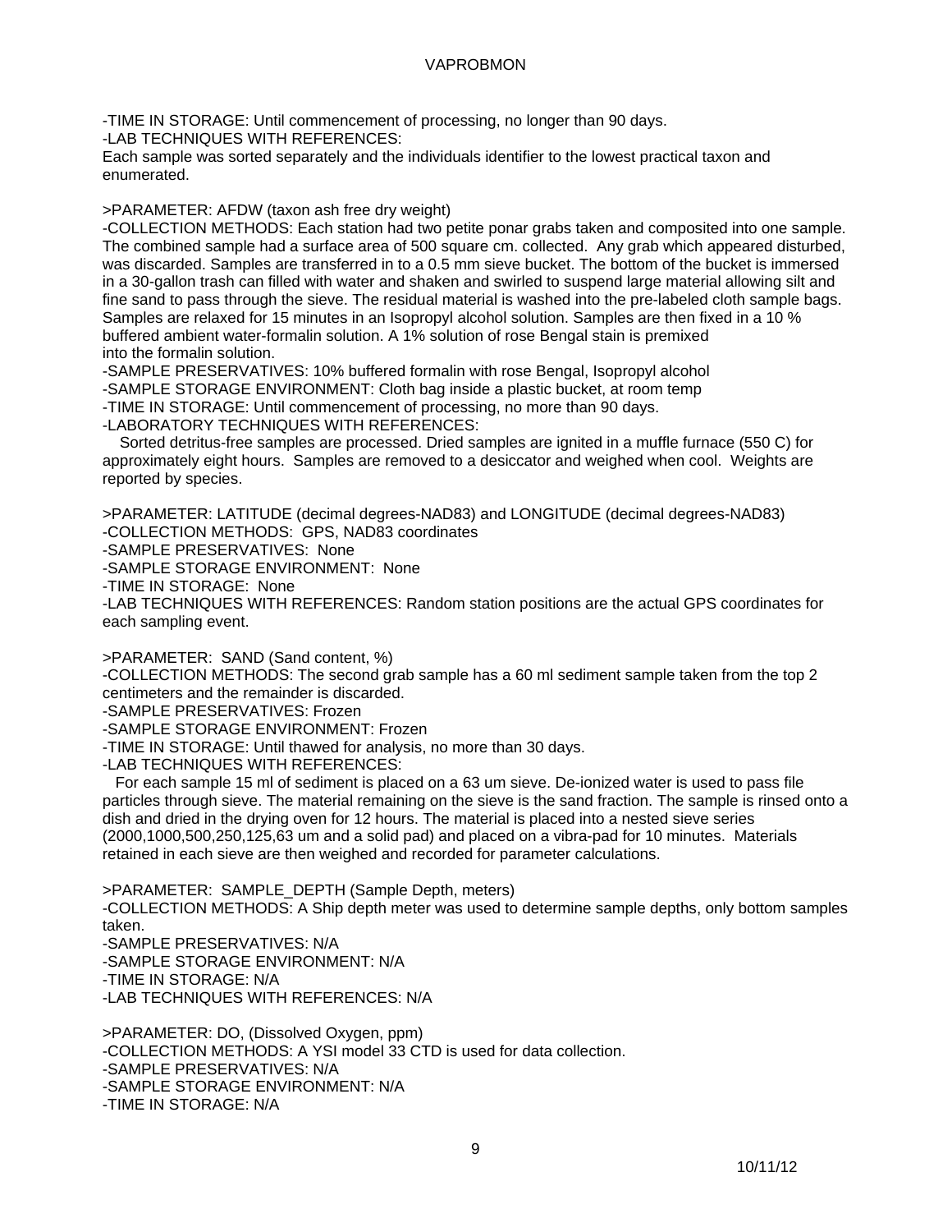-TIME IN STORAGE: Until commencement of processing, no longer than 90 days.
-LAB TECHNIQUES WITH REFERENCES:
Each sample was sorted separately and the individuals identifier to the lowest practical taxon and enumerated.

>PARAMETER: AFDW (taxon ash free dry weight)
-COLLECTION METHODS: Each station had two petite ponar grabs taken and composited into one sample. The combined sample had a surface area of 500 square cm. collected. Any grab which appeared disturbed, was discarded. Samples are transferred in to a 0.5 mm sieve bucket. The bottom of the bucket is immersed in a 30-gallon trash can filled with water and shaken and swirled to suspend large material allowing silt and fine sand to pass through the sieve. The residual material is washed into the pre-labeled cloth sample bags. Samples are relaxed for 15 minutes in an Isopropyl alcohol solution. Samples are then fixed in a 10 % buffered ambient water-formalin solution. A 1% solution of rose Bengal stain is premixed into the formalin solution.
-SAMPLE PRESERVATIVES: 10% buffered formalin with rose Bengal, Isopropyl alcohol
-SAMPLE STORAGE ENVIRONMENT: Cloth bag inside a plastic bucket, at room temp
-TIME IN STORAGE: Until commencement of processing, no more than 90 days.
-LABORATORY TECHNIQUES WITH REFERENCES:
Sorted detritus-free samples are processed. Dried samples are ignited in a muffle furnace (550 C) for approximately eight hours. Samples are removed to a desiccator and weighed when cool. Weights are reported by species.

>PARAMETER: LATITUDE (decimal degrees-NAD83) and LONGITUDE (decimal degrees-NAD83)
-COLLECTION METHODS: GPS, NAD83 coordinates
-SAMPLE PRESERVATIVES: None
-SAMPLE STORAGE ENVIRONMENT: None
-TIME IN STORAGE: None
-LAB TECHNIQUES WITH REFERENCES: Random station positions are the actual GPS coordinates for each sampling event.

>PARAMETER: SAND (Sand content, %)
-COLLECTION METHODS: The second grab sample has a 60 ml sediment sample taken from the top 2 centimeters and the remainder is discarded.
-SAMPLE PRESERVATIVES: Frozen
-SAMPLE STORAGE ENVIRONMENT: Frozen
-TIME IN STORAGE: Until thawed for analysis, no more than 30 days.
-LAB TECHNIQUES WITH REFERENCES:
For each sample 15 ml of sediment is placed on a 63 um sieve. De-ionized water is used to pass file particles through sieve. The material remaining on the sieve is the sand fraction. The sample is rinsed onto a dish and dried in the drying oven for 12 hours. The material is placed into a nested sieve series (2000,1000,500,250,125,63 um and a solid pad) and placed on a vibra-pad for 10 minutes. Materials retained in each sieve are then weighed and recorded for parameter calculations.

>PARAMETER: SAMPLE_DEPTH (Sample Depth, meters)
-COLLECTION METHODS: A Ship depth meter was used to determine sample depths, only bottom samples taken.
-SAMPLE PRESERVATIVES: N/A
-SAMPLE STORAGE ENVIRONMENT: N/A
-TIME IN STORAGE: N/A
-LAB TECHNIQUES WITH REFERENCES: N/A

>PARAMETER: DO, (Dissolved Oxygen, ppm)
-COLLECTION METHODS: A YSI model 33 CTD is used for data collection.
-SAMPLE PRESERVATIVES: N/A
-SAMPLE STORAGE ENVIRONMENT: N/A
-TIME IN STORAGE: N/A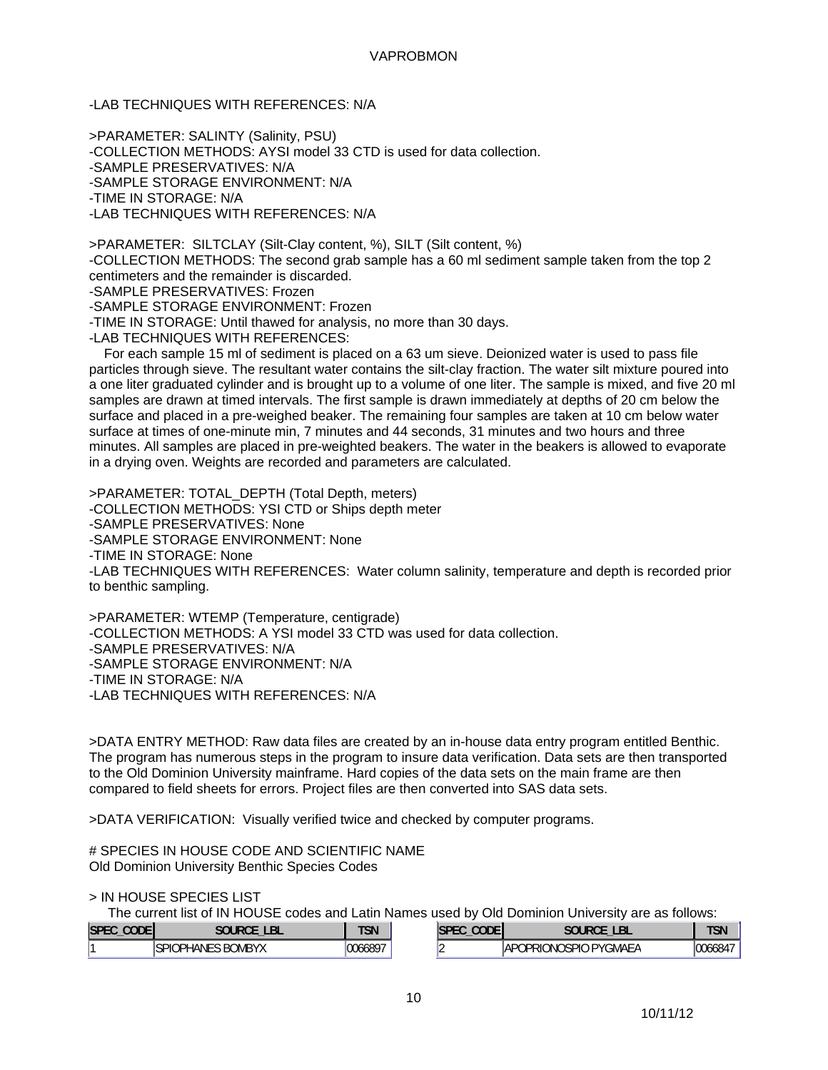-LAB TECHNIQUES WITH REFERENCES: N/A

>PARAMETER: SALINTY (Salinity, PSU)
-COLLECTION METHODS: AYSI model 33 CTD is used for data collection.
-SAMPLE PRESERVATIVES: N/A
-SAMPLE STORAGE ENVIRONMENT: N/A
-TIME IN STORAGE: N/A
-LAB TECHNIQUES WITH REFERENCES: N/A

>PARAMETER: SILTCLAY (Silt-Clay content, %), SILT (Silt content, %)
-COLLECTION METHODS: The second grab sample has a 60 ml sediment sample taken from the top 2 centimeters and the remainder is discarded.
-SAMPLE PRESERVATIVES: Frozen
-SAMPLE STORAGE ENVIRONMENT: Frozen
-TIME IN STORAGE: Until thawed for analysis, no more than 30 days.
-LAB TECHNIQUES WITH REFERENCES:
For each sample 15 ml of sediment is placed on a 63 um sieve. Deionized water is used to pass file particles through sieve. The resultant water contains the silt-clay fraction. The water silt mixture poured into a one liter graduated cylinder and is brought up to a volume of one liter. The sample is mixed, and five 20 ml samples are drawn at timed intervals. The first sample is drawn immediately at depths of 20 cm below the surface and placed in a pre-weighed beaker. The remaining four samples are taken at 10 cm below water surface at times of one-minute min, 7 minutes and 44 seconds, 31 minutes and two hours and three minutes. All samples are placed in pre-weighted beakers. The water in the beakers is allowed to evaporate in a drying oven. Weights are recorded and parameters are calculated.

>PARAMETER: TOTAL_DEPTH (Total Depth, meters)
-COLLECTION METHODS: YSI CTD or Ships depth meter
-SAMPLE PRESERVATIVES: None
-SAMPLE STORAGE ENVIRONMENT: None
-TIME IN STORAGE: None
-LAB TECHNIQUES WITH REFERENCES: Water column salinity, temperature and depth is recorded prior to benthic sampling.

>PARAMETER: WTEMP (Temperature, centigrade)
-COLLECTION METHODS: A YSI model 33 CTD was used for data collection.
-SAMPLE PRESERVATIVES: N/A
-SAMPLE STORAGE ENVIRONMENT: N/A
-TIME IN STORAGE: N/A
-LAB TECHNIQUES WITH REFERENCES: N/A

>DATA ENTRY METHOD: Raw data files are created by an in-house data entry program entitled Benthic. The program has numerous steps in the program to insure data verification. Data sets are then transported to the Old Dominion University mainframe. Hard copies of the data sets on the main frame are then compared to field sheets for errors. Project files are then converted into SAS data sets.

>DATA VERIFICATION: Visually verified twice and checked by computer programs.

# SPECIES IN HOUSE CODE AND SCIENTIFIC NAME
Old Dominion University Benthic Species Codes

> IN HOUSE SPECIES LIST
The current list of IN HOUSE codes and Latin Names used by Old Dominion University are as follows:

| SPEC_CODE | SOURCE_LBL | TSN | SPEC_CODE | SOURCE_LBL | TSN |
|---|---|---|---|---|---|
| 1 | SPIOPHANES BOMBYX | 0066897 | 2 | APOPRIONOSPIO PYGMAEA | 0066847 |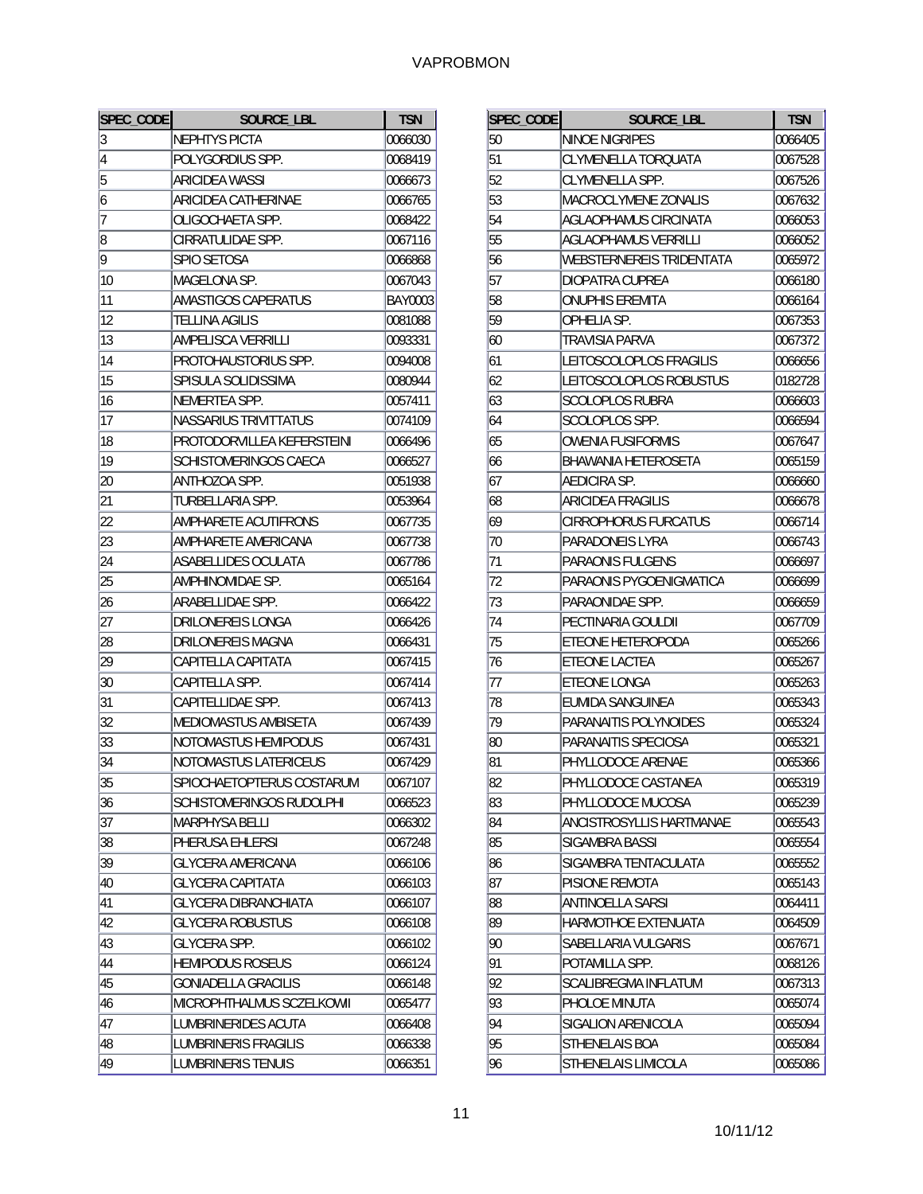| SPEC_CODE | SOURCE_LBL | TSN |
|---|---|---|
| 3 | NEPHTYS PICTA | 0066030 |
| 4 | POLYGORDIUS SPP. | 0068419 |
| 5 | ARICIDEA WASSI | 0066673 |
| 6 | ARICIDEA CATHERINAE | 0066765 |
| 7 | OLIGOCHAETA SPP. | 0068422 |
| 8 | CIRRATULIDAE SPP. | 0067116 |
| 9 | SPIO SETOSA | 0066868 |
| 10 | MAGELONA SP. | 0067043 |
| 11 | AMASTIGOS CAPERATUS | BAY0003 |
| 12 | TELLINA AGILIS | 0081088 |
| 13 | AMPELISCA VERRILLI | 0093331 |
| 14 | PROTOHAUSTORIUS SPP. | 0094008 |
| 15 | SPISULA SOLIDISSIMA | 0080944 |
| 16 | NEMERTEA SPP. | 0057411 |
| 17 | NASSARIUS TRIVITTATUS | 0074109 |
| 18 | PROTODORVILLEA KEFERSTEINI | 0066496 |
| 19 | SCHISTOMERINGOS CAECA | 0066527 |
| 20 | ANTHOZOA SPP. | 0051938 |
| 21 | TURBELLARIA SPP. | 0053964 |
| 22 | AMPHARETE ACUTIFRONS | 0067735 |
| 23 | AMPHARETE AMERICANA | 0067738 |
| 24 | ASABELLIDES OCULATA | 0067786 |
| 25 | AMPHINOMIDAE SP. | 0065164 |
| 26 | ARABELLIDAE SPP. | 0066422 |
| 27 | DRILONEREIS LONGA | 0066426 |
| 28 | DRILONEREIS MAGNA | 0066431 |
| 29 | CAPITELLA CAPITATA | 0067415 |
| 30 | CAPITELLA SPP. | 0067414 |
| 31 | CAPITELLIDAE SPP. | 0067413 |
| 32 | MEDIOMASTUS AMBISETA | 0067439 |
| 33 | NOTOMASTUS HEMIPODUS | 0067431 |
| 34 | NOTOMASTUS LATERICEUS | 0067429 |
| 35 | SPIOCHAETOPTERUS COSTARUM | 0067107 |
| 36 | SCHISTOMERINGOS RUDOLPHI | 0066523 |
| 37 | MARPHYSA BELLI | 0066302 |
| 38 | PHERUSA EHLERSI | 0067248 |
| 39 | GLYCERA AMERICANA | 0066106 |
| 40 | GLYCERA CAPITATA | 0066103 |
| 41 | GLYCERA DIBRANCHIATA | 0066107 |
| 42 | GLYCERA ROBUSTUS | 0066108 |
| 43 | GLYCERA SPP. | 0066102 |
| 44 | HEMIPODUS ROSEUS | 0066124 |
| 45 | GONIADELLA GRACILIS | 0066148 |
| 46 | MICROPHTHALMUS SCZELKOWII | 0065477 |
| 47 | LUMBRINERIDES ACUTA | 0066408 |
| 48 | LUMBRINERIS FRAGILIS | 0066338 |
| 49 | LUMBRINERIS TENUIS | 0066351 |
| 50 | NINOE NIGRIPES | 0066405 |
| 51 | CLYMENELLA TORQUATA | 0067528 |
| 52 | CLYMENELLA SPP. | 0067526 |
| 53 | MACROCLYMENE ZONALIS | 0067632 |
| 54 | AGLAOPHAMUS CIRCINATA | 0066053 |
| 55 | AGLAOPHAMUS VERRILLI | 0066052 |
| 56 | WEBSTERNEREIS TRIDENTATA | 0065972 |
| 57 | DIOPATRA CUPREA | 0066180 |
| 58 | ONUPHIS EREMITA | 0066164 |
| 59 | OPHELIA SP. | 0067353 |
| 60 | TRAVISIA PARVA | 0067372 |
| 61 | LEITOSCOLOPLOS FRAGILIS | 0066656 |
| 62 | LEITOSCOLOPLOS ROBUSTUS | 0182728 |
| 63 | SCOLOPLOS RUBRA | 0066603 |
| 64 | SCOLOPLOS SPP. | 0066594 |
| 65 | OWENIA FUSIFORMIS | 0067647 |
| 66 | BHAWANIA HETEROSETA | 0065159 |
| 67 | AEDICIRA SP. | 0066660 |
| 68 | ARICIDEA FRAGILIS | 0066678 |
| 69 | CIRROPHORUS FURCATUS | 0066714 |
| 70 | PARADONEIS LYRA | 0066743 |
| 71 | PARAONIS FULGENS | 0066697 |
| 72 | PARAONIS PYGOENIGMATICA | 0066699 |
| 73 | PARAONIDAE SPP. | 0066659 |
| 74 | PECTINARIA GOULDII | 0067709 |
| 75 | ETEONE HETEROPODA | 0065266 |
| 76 | ETEONE LACTEA | 0065267 |
| 77 | ETEONE LONGA | 0065263 |
| 78 | EUMIDA SANGUINEA | 0065343 |
| 79 | PARANAITIS POLYNOIDES | 0065324 |
| 80 | PARANAITIS SPECIOSA | 0065321 |
| 81 | PHYLLODOCE ARENAE | 0065366 |
| 82 | PHYLLODOCE CASTANEA | 0065319 |
| 83 | PHYLLODOCE MUCOSA | 0065239 |
| 84 | ANCISTROSYLLIS HARTMANAE | 0065543 |
| 85 | SIGAMBRA BASSI | 0065554 |
| 86 | SIGAMBRA TENTACULATA | 0065552 |
| 87 | PISIONE REMOTA | 0065143 |
| 88 | ANTINOELLA SARSI | 0064411 |
| 89 | HARMOTHOE EXTENUATA | 0064509 |
| 90 | SABELLARIA VULGARIS | 0067671 |
| 91 | POTAMILLA SPP. | 0068126 |
| 92 | SCALIBREGMA INFLATUM | 0067313 |
| 93 | PHOLOE MINUTA | 0065074 |
| 94 | SIGALION ARENICOLA | 0065094 |
| 95 | STHENELAIS BOA | 0065084 |
| 96 | STHENELAIS LIMICOLA | 0065086 |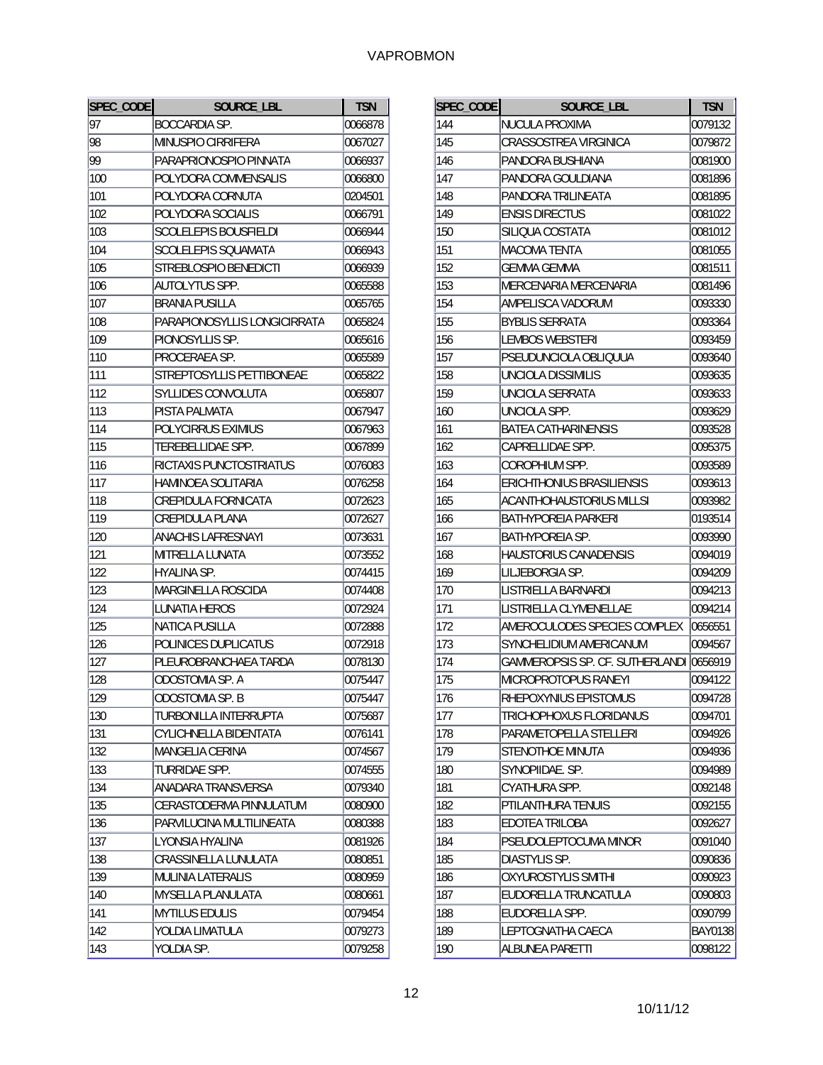VAPROBMON

| SPEC_CODE | SOURCE_LBL | TSN |
|---|---|---|
| 97 | BOCCARDIA SP. | 0066878 |
| 98 | MINUSPIO CIRRIFERA | 0067027 |
| 99 | PARAPRIONOSPIO PINNATA | 0066937 |
| 100 | POLYDORA COMMENSALIS | 0066800 |
| 101 | POLYDORA CORNUTA | 0204501 |
| 102 | POLYDORA SOCIALIS | 0066791 |
| 103 | SCOLELEPIS BOUSFIELDI | 0066944 |
| 104 | SCOLELEPIS SQUAMATA | 0066943 |
| 105 | STREBLOSPIO BENEDICTI | 0066939 |
| 106 | AUTOLYTUS SPP. | 0065588 |
| 107 | BRANIA PUSILLA | 0065765 |
| 108 | PARAPIONOSYLLIS LONGICIRRATA | 0065824 |
| 109 | PIONOSYLLIS SP. | 0065616 |
| 110 | PROCERAEA SP. | 0065589 |
| 111 | STREPTOSYLLIS PETTIBONEAE | 0065822 |
| 112 | SYLLIDES CONVOLUTA | 0065807 |
| 113 | PISTA PALMATA | 0067947 |
| 114 | POLYCIRRUS EXIMIUS | 0067963 |
| 115 | TEREBELLIDAE SPP. | 0067899 |
| 116 | RICTAXIS PUNCTOSTRIATUS | 0076083 |
| 117 | HAMINOEA SOLITARIA | 0076258 |
| 118 | CREPIDULA FORNICATA | 0072623 |
| 119 | CREPIDULA PLANA | 0072627 |
| 120 | ANACHIS LAFRESNAYI | 0073631 |
| 121 | MITRELLA LUNATA | 0073552 |
| 122 | HYALINA SP. | 0074415 |
| 123 | MARGINELLA ROSCIDA | 0074408 |
| 124 | LUNATIA HEROS | 0072924 |
| 125 | NATICA PUSILLA | 0072888 |
| 126 | POLINICES DUPLICATUS | 0072918 |
| 127 | PLEUROBRANCHAEA TARDA | 0078130 |
| 128 | ODOSTOMIA SP. A | 0075447 |
| 129 | ODOSTOMIA SP. B | 0075447 |
| 130 | TURBONILLA INTERRUPTA | 0075687 |
| 131 | CYLICHNELLA BIDENTATA | 0076141 |
| 132 | MANGELIA CERINA | 0074567 |
| 133 | TURRIDAE SPP. | 0074555 |
| 134 | ANADARA TRANSVERSA | 0079340 |
| 135 | CERASTODERMA PINNULATUM | 0080900 |
| 136 | PARVILUCINA MULTILINEATA | 0080388 |
| 137 | LYONSIA HYALINA | 0081926 |
| 138 | CRASSINELLA LUNULATA | 0080851 |
| 139 | MULINIA LATERALIS | 0080959 |
| 140 | MYSELLA PLANULATA | 0080661 |
| 141 | MYTILUS EDULIS | 0079454 |
| 142 | YOLDIA LIMATULA | 0079273 |
| 143 | YOLDIA SP. | 0079258 |
| 144 | NUCULA PROXIMA | 0079132 |
| 145 | CRASSOSTREA VIRGINICA | 0079872 |
| 146 | PANDORA BUSHIANA | 0081900 |
| 147 | PANDORA GOULDIANA | 0081896 |
| 148 | PANDORA TRILINEATA | 0081895 |
| 149 | ENSIS DIRECTUS | 0081022 |
| 150 | SILIQUA COSTATA | 0081012 |
| 151 | MACOMA TENTA | 0081055 |
| 152 | GEMMA GEMMA | 0081511 |
| 153 | MERCENARIA MERCENARIA | 0081496 |
| 154 | AMPELISCA VADORUM | 0093330 |
| 155 | BYBLIS SERRATA | 0093364 |
| 156 | LEMBOS WEBSTERI | 0093459 |
| 157 | PSEUDUNCIOLA OBLIQUUA | 0093640 |
| 158 | UNCIOLA DISSIMILIS | 0093635 |
| 159 | UNCIOLA SERRATA | 0093633 |
| 160 | UNCIOLA SPP. | 0093629 |
| 161 | BATEA CATHARINENSIS | 0093528 |
| 162 | CAPRELLIDAE SPP. | 0095375 |
| 163 | COROPHIUM SPP. | 0093589 |
| 164 | ERICHTHONIUS BRASILIENSIS | 0093613 |
| 165 | ACANTHOHAUSTORIUS MILLSI | 0093982 |
| 166 | BATHYPOREIA PARKERI | 0193514 |
| 167 | BATHYPOREIA SP. | 0093990 |
| 168 | HAUSTORIUS CANADENSIS | 0094019 |
| 169 | LILJEBORGIA SP. | 0094209 |
| 170 | LISTRIELLA BARNARDI | 0094213 |
| 171 | LISTRIELLA CLYMENELLAE | 0094214 |
| 172 | AMEROCULODES SPECIES COMPLEX | 0656551 |
| 173 | SYNCHELIDIUM AMERICANUM | 0094567 |
| 174 | GAMMEROPSIS SP. CF. SUTHERLANDI | 0656919 |
| 175 | MICROPROTOPUS RANEYI | 0094122 |
| 176 | RHEPOXYNIUS EPISTOMUS | 0094728 |
| 177 | TRICHOPHOXUS FLORIDANUS | 0094701 |
| 178 | PARAMETOPELLA STELLERI | 0094926 |
| 179 | STENOTHOE MINUTA | 0094936 |
| 180 | SYNOPIIDAE. SP. | 0094989 |
| 181 | CYATHURA SPP. | 0092148 |
| 182 | PTILANTHURA TENUIS | 0092155 |
| 183 | EDOTEA TRILOBA | 0092627 |
| 184 | PSEUDOLEPTOCUMA MINOR | 0091040 |
| 185 | DIASTYLIS SP. | 0090836 |
| 186 | OXYUROSTYLIS SMITHI | 0090923 |
| 187 | EUDORELLA TRUNCATULA | 0090803 |
| 188 | EUDORELLA SPP. | 0090799 |
| 189 | LEPTOGNATHA CAECA | BAY0138 |
| 190 | ALBUNEA PARETTI | 0098122 |

10/11/12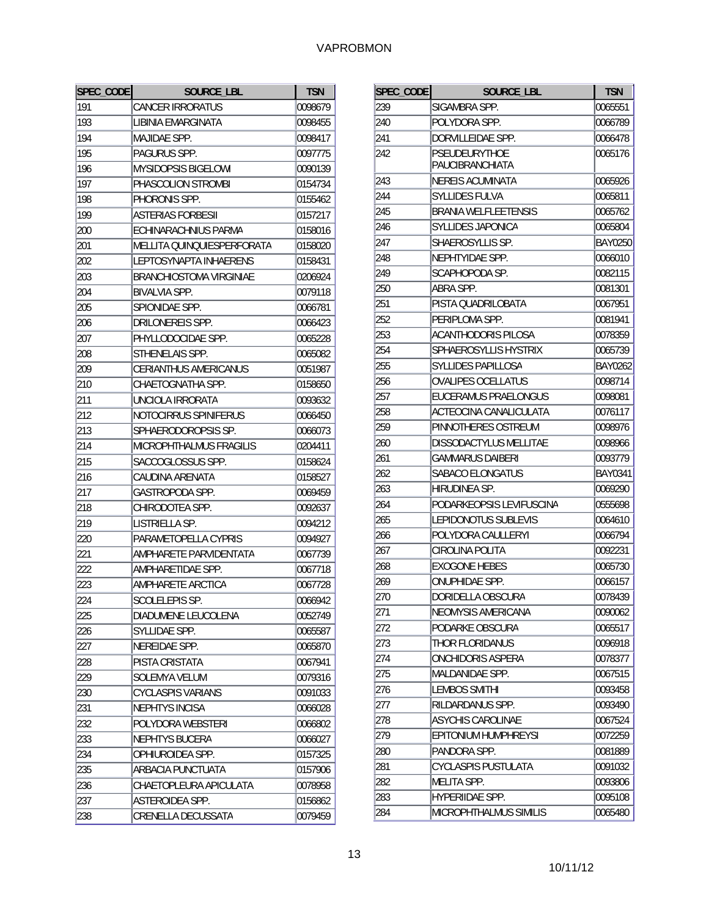| SPEC_CODE | SOURCE_LBL | TSN |
|---|---|---|
| 191 | CANCER IRRORATUS | 0098679 |
| 193 | LIBINIA EMARGINATA | 0098455 |
| 194 | MAJIDAE SPP. | 0098417 |
| 195 | PAGURUS SPP. | 0097775 |
| 196 | MYSIDOPSIS BIGELOWI | 0090139 |
| 197 | PHASCOLION STROMBI | 0154734 |
| 198 | PHORONIS SPP. | 0155462 |
| 199 | ASTERIAS FORBESII | 0157217 |
| 200 | ECHINARACHNIUS PARMA | 0158016 |
| 201 | MELLITA QUINQUIESPERFORATA | 0158020 |
| 202 | LEPTOSYNAPTA INHAERENS | 0158431 |
| 203 | BRANCHIOSTOMA VIRGINIAE | 0206924 |
| 204 | BIVALVIA SPP. | 0079118 |
| 205 | SPIONIDAE SPP. | 0066781 |
| 206 | DRILONEREIS SPP. | 0066423 |
| 207 | PHYLLODOCIDAE SPP. | 0065228 |
| 208 | STHENELAIS SPP. | 0065082 |
| 209 | CERIANTHUS AMERICANUS | 0051987 |
| 210 | CHAETOGNATHA SPP. | 0158650 |
| 211 | UNCIOLA IRRORATA | 0093632 |
| 212 | NOTOCIRRUS SPINIFERUS | 0066450 |
| 213 | SPHAERODOROPSIS SP. | 0066073 |
| 214 | MICROPHTHALMUS FRAGILIS | 0204411 |
| 215 | SACCOGLOSSUS SPP. | 0158624 |
| 216 | CAUDINA ARENATA | 0158527 |
| 217 | GASTROPODA SPP. | 0069459 |
| 218 | CHIRODOTEA SPP. | 0092637 |
| 219 | LISTRIELLA SP. | 0094212 |
| 220 | PARAMETOPELLA CYPRIS | 0094927 |
| 221 | AMPHARETE PARVIDENTATA | 0067739 |
| 222 | AMPHARETIDAE SPP. | 0067718 |
| 223 | AMPHARETE ARCTICA | 0067728 |
| 224 | SCOLELEPIS SP. | 0066942 |
| 225 | DIADUMENE LEUCOLENA | 0052749 |
| 226 | SYLLIDAE SPP. | 0065587 |
| 227 | NEREIDAE SPP. | 0065870 |
| 228 | PISTA CRISTATA | 0067941 |
| 229 | SOLEMYA VELUM | 0079316 |
| 230 | CYCLASPIS VARIANS | 0091033 |
| 231 | NEPHTYS INCISA | 0066028 |
| 232 | POLYDORA WEBSTERI | 0066802 |
| 233 | NEPHTYS BUCERA | 0066027 |
| 234 | OPHIUROIDEA SPP. | 0157325 |
| 235 | ARBACIA PUNCTUATA | 0157906 |
| 236 | CHAETOPLEURA APICULATA | 0078958 |
| 237 | ASTEROIDEA SPP. | 0156862 |
| 238 | CRENELLA DECUSSATA | 0079459 |
| 239 | SIGAMBRA SPP. | 0065551 |
| 240 | POLYDORA SPP. | 0066789 |
| 241 | DORVILLEIDAE SPP. | 0066478 |
| 242 | PSEUDEURYTHOE PAUCIBRANCHIATA | 0065176 |
| 243 | NEREIS ACUMINATA | 0065926 |
| 244 | SYLLIDES FULVA | 0065811 |
| 245 | BRANIA WELFLEETENSIS | 0065762 |
| 246 | SYLLIDES JAPONICA | 0065804 |
| 247 | SHAEROSYLLIS SP. | BAY0250 |
| 248 | NEPHTYIDAE SPP. | 0066010 |
| 249 | SCAPHOPODA SP. | 0082115 |
| 250 | ABRA SPP. | 0081301 |
| 251 | PISTA QUADRILOBATA | 0067951 |
| 252 | PERIPLOMA SPP. | 0081941 |
| 253 | ACANTHODORIS PILOSA | 0078359 |
| 254 | SPHAEROSYLLIS HYSTRIX | 0065739 |
| 255 | SYLLIDES PAPILLOSA | BAY0262 |
| 256 | OVALIPES OCELLATUS | 0098714 |
| 257 | EUCERAMUS PRAELONGUS | 0098081 |
| 258 | ACTEOCINA CANALICULATA | 0076117 |
| 259 | PINNOTHERES OSTREUM | 0098976 |
| 260 | DISSODACTYLUS MELLITAE | 0098966 |
| 261 | GAMMARUS DAIBERI | 0093779 |
| 262 | SABACO ELONGATUS | BAY0341 |
| 263 | HIRUDINEA SP. | 0069290 |
| 264 | PODARKEOPSIS LEVIFUSCINA | 0555698 |
| 265 | LEPIDONOTUS SUBLEVIS | 0064610 |
| 266 | POLYDORA CAULLERYI | 0066794 |
| 267 | CIROLINA POLITA | 0092231 |
| 268 | EXOGONE HEBES | 0065730 |
| 269 | ONUPHIDAE SPP. | 0066157 |
| 270 | DORIDELLA OBSCURA | 0078439 |
| 271 | NEOMYSIS AMERICANA | 0090062 |
| 272 | PODARKE OBSCURA | 0065517 |
| 273 | THOR FLORIDANUS | 0096918 |
| 274 | ONCHIDORIS ASPERA | 0078377 |
| 275 | MALDANIDAE SPP. | 0067515 |
| 276 | LEMBOS SMITHI | 0093458 |
| 277 | RILDARDANUS SPP. | 0093490 |
| 278 | ASYCHIS CAROLINAE | 0067524 |
| 279 | EPITONIUM HUMPHREYSI | 0072259 |
| 280 | PANDORA SPP. | 0081889 |
| 281 | CYCLASPIS PUSTULATA | 0091032 |
| 282 | MELITA SPP. | 0093806 |
| 283 | HYPERIIDAE SPP. | 0095108 |
| 284 | MICROPHTHALMUS SIMILIS | 0065480 |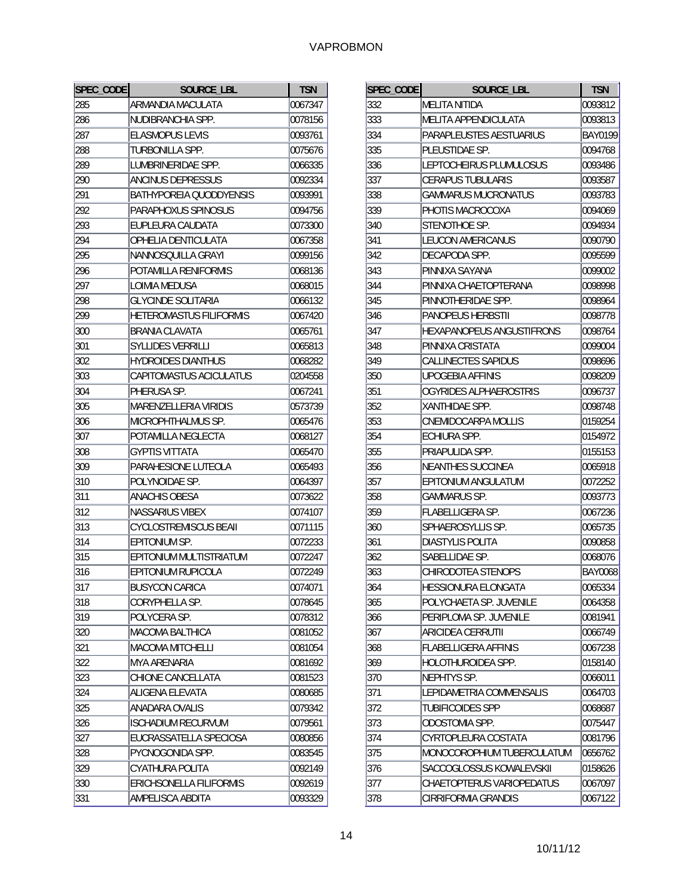| SPEC_CODE | SOURCE_LBL | TSN |
|---|---|---|
| 285 | ARMANDIA MACULATA | 0067347 |
| 286 | NUDIBRANCHIA SPP. | 0078156 |
| 287 | ELASMOPUS LEVIS | 0093761 |
| 288 | TURBONILLA SPP. | 0075676 |
| 289 | LUMBRINERIDAE SPP. | 0066335 |
| 290 | ANCINUS DEPRESSUS | 0092334 |
| 291 | BATHYPOREIA QUODDYENSIS | 0093991 |
| 292 | PARAPHOXUS SPINOSUS | 0094756 |
| 293 | EUPLEURA CAUDATA | 0073300 |
| 294 | OPHELIA DENTICULATA | 0067358 |
| 295 | NANNOSQUILLA GRAYI | 0099156 |
| 296 | POTAMILLA RENIFORMIS | 0068136 |
| 297 | LOIMIA MEDUSA | 0068015 |
| 298 | GLYCINDE SOLITARIA | 0066132 |
| 299 | HETEROMASTUS FILIFORMIS | 0067420 |
| 300 | BRANIA CLAVATA | 0065761 |
| 301 | SYLLIDES VERRILLI | 0065813 |
| 302 | HYDROIDES DIANTHUS | 0068282 |
| 303 | CAPITOMASTUS ACICULATUS | 0204558 |
| 304 | PHERUSA SP. | 0067241 |
| 305 | MARENZELLERIA VIRIDIS | 0573739 |
| 306 | MICROPHTHALMUS SP. | 0065476 |
| 307 | POTAMILLA NEGLECTA | 0068127 |
| 308 | GYPTIS VITTATA | 0065470 |
| 309 | PARAHESIONE LUTEOLA | 0065493 |
| 310 | POLYNOIDAE SP. | 0064397 |
| 311 | ANACHIS OBESA | 0073622 |
| 312 | NASSARIUS VIBEX | 0074107 |
| 313 | CYCLOSTREMISCUS BEAII | 0071115 |
| 314 | EPITONIUM SP. | 0072233 |
| 315 | EPITONIUM MULTISTRIATUM | 0072247 |
| 316 | EPITONIUM RUPICOLA | 0072249 |
| 317 | BUSYCON CARICA | 0074071 |
| 318 | CORYPHELLA SP. | 0078645 |
| 319 | POLYCERA SP. | 0078312 |
| 320 | MACOMA BALTHICA | 0081052 |
| 321 | MACOMA MITCHELLI | 0081054 |
| 322 | MYA ARENARIA | 0081692 |
| 323 | CHIONE CANCELLATA | 0081523 |
| 324 | ALIGENA ELEVATA | 0080685 |
| 325 | ANADARA OVALIS | 0079342 |
| 326 | ISCHADIUM RECURVUM | 0079561 |
| 327 | EUCRASSATELLA SPECIOSA | 0080856 |
| 328 | PYCNOGONIDA SPP. | 0083545 |
| 329 | CYATHURA POLITA | 0092149 |
| 330 | ERICHSONELLA FILIFORMIS | 0092619 |
| 331 | AMPELISCA ABDITA | 0093329 |
| 332 | MELITA NITIDA | 0093812 |
| 333 | MELITA APPENDICULATA | 0093813 |
| 334 | PARAPLEUSTES AESTUARIUS | BAY0199 |
| 335 | PLEUSTIDAE SP. | 0094768 |
| 336 | LEPTOCHEIRUS PLUMULOSUS | 0093486 |
| 337 | CERAPUS TUBULARIS | 0093587 |
| 338 | GAMMARUS MUCRONATUS | 0093783 |
| 339 | PHOTIS MACROCOXA | 0094069 |
| 340 | STENOTHOE SP. | 0094934 |
| 341 | LEUCON AMERICANUS | 0090790 |
| 342 | DECAPODA SPP. | 0095599 |
| 343 | PINNIXA SAYANA | 0099002 |
| 344 | PINNIXA CHAETOPTERANA | 0098998 |
| 345 | PINNOTHERIDAE SPP. | 0098964 |
| 346 | PANOPEUS HERBSTII | 0098778 |
| 347 | HEXAPANOPEUS ANGUSTIFRONS | 0098764 |
| 348 | PINNIXA CRISTATA | 0099004 |
| 349 | CALLINECTES SAPIDUS | 0098696 |
| 350 | UPOGEBIA AFFINIS | 0098209 |
| 351 | OGYRIDES ALPHAEROSTRIS | 0096737 |
| 352 | XANTHIDAE SPP. | 0098748 |
| 353 | CNEMIDOCARPA MOLLIS | 0159254 |
| 354 | ECHIURA SPP. | 0154972 |
| 355 | PRIAPULIDA SPP. | 0155153 |
| 356 | NEANTHES SUCCINEA | 0065918 |
| 357 | EPITONIUM ANGULATUM | 0072252 |
| 358 | GAMMARUS SP. | 0093773 |
| 359 | FLABELLIGERA SP. | 0067236 |
| 360 | SPHAEROSYLLIS SP. | 0065735 |
| 361 | DIASTYLIS POLITA | 0090858 |
| 362 | SABELLIDAE SP. | 0068076 |
| 363 | CHIRODOTEA STENOPS | BAY0068 |
| 364 | HESSIONURA ELONGATA | 0065334 |
| 365 | POLYCHAETA SP. JUVENILE | 0064358 |
| 366 | PERIPLOMA SP. JUVENILE | 0081941 |
| 367 | ARICIDEA CERRUTII | 0066749 |
| 368 | FLABELLIGERA AFFINIS | 0067238 |
| 369 | HOLOTHUROIDEA SPP. | 0158140 |
| 370 | NEPHTYS SP. | 0066011 |
| 371 | LEPIDAMETRIA COMMENSALIS | 0064703 |
| 372 | TUBIFICOIDES SPP | 0068687 |
| 373 | ODOSTOMIA SPP. | 0075447 |
| 374 | CYRTOPLEURA COSTATA | 0081796 |
| 375 | MONOCOROPHIUM TUBERCULATUM | 0656762 |
| 376 | SACCOGLOSSUS KOWALEVSKII | 0158626 |
| 377 | CHAETOPTERUS VARIOPEDATUS | 0067097 |
| 378 | CIRRIFORMIA GRANDIS | 0067122 |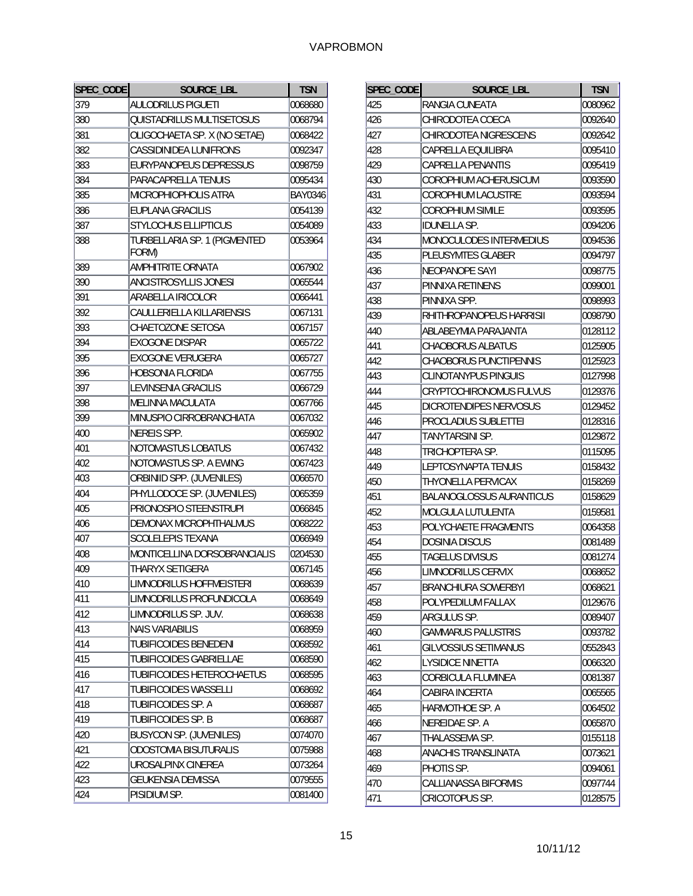| SPEC_CODE | SOURCE_LBL | TSN |
|---|---|---|
| 379 | AULODRILUS PIGUETI | 0068680 |
| 380 | QUISTADRILUS MULTISETOSUS | 0068794 |
| 381 | OLIGOCHAETA SP. X (NO SETAE) | 0068422 |
| 382 | CASSIDINIDEA LUNIFRONS | 0092347 |
| 383 | EURYPANOPEUS DEPRESSUS | 0098759 |
| 384 | PARACAPRELLA TENUIS | 0095434 |
| 385 | MICROPHIOPHOLIS ATRA | BAY0346 |
| 386 | EUPLANA GRACILIS | 0054139 |
| 387 | STYLOCHUS ELLIPTICUS | 0054089 |
| 388 | TURBELLARIA SP. 1 (PIGMENTED FORM) | 0053964 |
| 389 | AMPHITRITE ORNATA | 0067902 |
| 390 | ANCISTROSYLLIS JONESI | 0065544 |
| 391 | ARABELLA IRICOLOR | 0066441 |
| 392 | CAULLERIELLA KILLARIENSIS | 0067131 |
| 393 | CHAETOZONE SETOSA | 0067157 |
| 394 | EXOGONE DISPAR | 0065722 |
| 395 | EXOGONE VERUGERA | 0065727 |
| 396 | HOBSONIA FLORIDA | 0067755 |
| 397 | LEVINSENIA GRACILIS | 0066729 |
| 398 | MELINNA MACULATA | 0067766 |
| 399 | MINUSPIO CIRROBRANCHIATA | 0067032 |
| 400 | NEREIS SPP. | 0065902 |
| 401 | NOTOMASTUS LOBATUS | 0067432 |
| 402 | NOTOMASTUS SP. A EWING | 0067423 |
| 403 | ORBINIID SPP. (JUVENILES) | 0066570 |
| 404 | PHYLLODOCE SP. (JUVENILES) | 0065359 |
| 405 | PRIONOSPIO STEENSTRUPI | 0066845 |
| 406 | DEMONAX MICROPHTHALMUS | 0068222 |
| 407 | SCOLELEPIS TEXANA | 0066949 |
| 408 | MONTICELLINA DORSOBRANCIALIS | 0204530 |
| 409 | THARYX SETIGERA | 0067145 |
| 410 | LIMNODRILUS HOFFMEISTERI | 0068639 |
| 411 | LIMNODRILUS PROFUNDICOLA | 0068649 |
| 412 | LIMNODRILUS SP. JUV. | 0068638 |
| 413 | NAIS VARIABILIS | 0068959 |
| 414 | TUBIFICOIDES BENEDENI | 0068592 |
| 415 | TUBIFICOIDES GABRIELLAE | 0068590 |
| 416 | TUBIFICOIDES HETEROCHAETUS | 0068595 |
| 417 | TUBIFICOIDES WASSELLI | 0068692 |
| 418 | TUBIFICOIDES SP. A | 0068687 |
| 419 | TUBIFICOIDES SP. B | 0068687 |
| 420 | BUSYCON SP. (JUVENILES) | 0074070 |
| 421 | ODOSTOMIA BISUTURALIS | 0075988 |
| 422 | UROSALPINX CINEREA | 0073264 |
| 423 | GEUKENSIA DEMISSA | 0079555 |
| 424 | PISIDIUM SP. | 0081400 |
| 425 | RANGIA CUNEATA | 0080962 |
| 426 | CHIRODOTEA COECA | 0092640 |
| 427 | CHIRODOTEA NIGRESCENS | 0092642 |
| 428 | CAPRELLA EQUILIBRA | 0095410 |
| 429 | CAPRELLA PENANTIS | 0095419 |
| 430 | COROPHIUM ACHERUSICUM | 0093590 |
| 431 | COROPHIUM LACUSTRE | 0093594 |
| 432 | COROPHIUM SIMILE | 0093595 |
| 433 | IDUNELLA SP. | 0094206 |
| 434 | MONOCULODES INTERMEDIUS | 0094536 |
| 435 | PLEUSYMTES GLABER | 0094797 |
| 436 | NEOPANOPE SAYI | 0098775 |
| 437 | PINNIXA RETINENS | 0099001 |
| 438 | PINNIXA SPP. | 0098993 |
| 439 | RHITHROPANOPEUS HARRISII | 0098790 |
| 440 | ABLABEYMIA PARAJANTA | 0128112 |
| 441 | CHAOBORUS ALBATUS | 0125905 |
| 442 | CHAOBORUS PUNCTIPENNIS | 0125923 |
| 443 | CLINOTANYPUS PINGUIS | 0127998 |
| 444 | CRYPTOCHIRONOMUS FULVUS | 0129376 |
| 445 | DICROTENDIPES NERVOSUS | 0129452 |
| 446 | PROCLADIUS SUBLETTEI | 0128316 |
| 447 | TANYTARSINI SP. | 0129872 |
| 448 | TRICHOPTERA SP. | 0115095 |
| 449 | LEPTOSYNAPTA TENUIS | 0158432 |
| 450 | THYONELLA PERVICAX | 0158269 |
| 451 | BALANOGLOSSUS AURANTICUS | 0158629 |
| 452 | MOLGULA LUTULENTA | 0159581 |
| 453 | POLYCHAETE FRAGMENTS | 0064358 |
| 454 | DOSINIA DISCUS | 0081489 |
| 455 | TAGELUS DIVISUS | 0081274 |
| 456 | LIMNODRILUS CERVIX | 0068652 |
| 457 | BRANCHIURA SOWERBYI | 0068621 |
| 458 | POLYPEDILUM FALLAX | 0129676 |
| 459 | ARGULUS SP. | 0089407 |
| 460 | GAMMARUS PALUSTRIS | 0093782 |
| 461 | GILVOSSIUS SETIMANUS | 0552843 |
| 462 | LYSIDICE NINETTA | 0066320 |
| 463 | CORBICULA FLUMINEA | 0081387 |
| 464 | CABIRA INCERTA | 0065565 |
| 465 | HARMOTHOE SP. A | 0064502 |
| 466 | NEREIDAE SP. A | 0065870 |
| 467 | THALASSEMA SP. | 0155118 |
| 468 | ANACHIS TRANSLINATA | 0073621 |
| 469 | PHOTIS SP. | 0094061 |
| 470 | CALLIANASSA BIFORMIS | 0097744 |
| 471 | CRICOTOPUS SP. | 0128575 |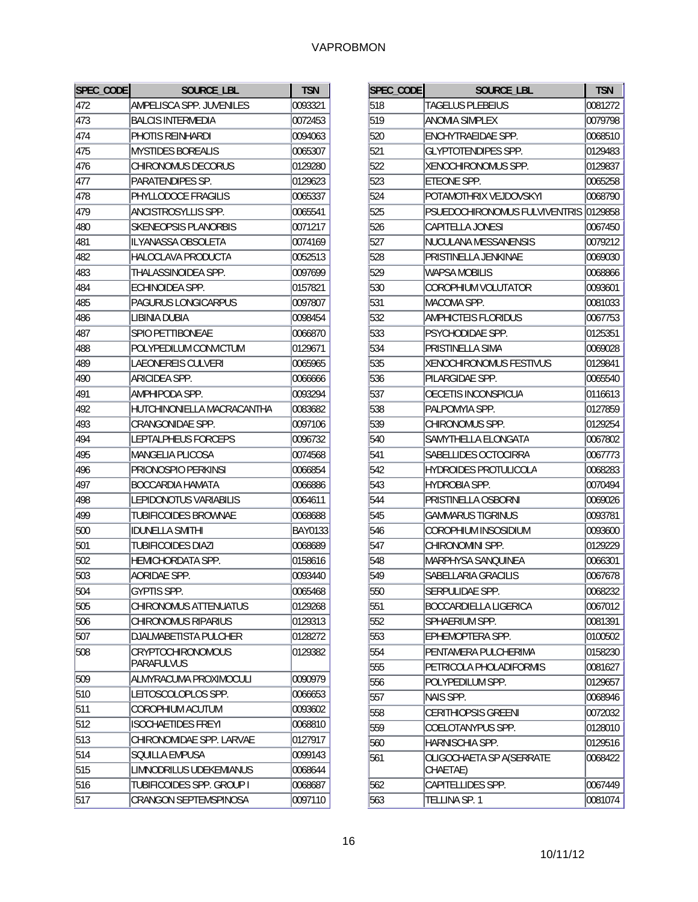| SPEC_CODE | SOURCE_LBL | TSN |
|---|---|---|
| 472 | AMPELISCA SPP. JUVENILES | 0093321 |
| 473 | BALCIS INTERMEDIA | 0072453 |
| 474 | PHOTIS REINHARDI | 0094063 |
| 475 | MYSTIDES BOREALIS | 0065307 |
| 476 | CHIRONOMUS DECORUS | 0129280 |
| 477 | PARATENDIPES SP. | 0129623 |
| 478 | PHYLLODOCE FRAGILIS | 0065337 |
| 479 | ANCISTROSYLLIS SPP. | 0065541 |
| 480 | SKENEOPSIS PLANORBIS | 0071217 |
| 481 | ILYANASSA OBSOLETA | 0074169 |
| 482 | HALOCLAVA PRODUCTA | 0052513 |
| 483 | THALASSINOIDEA SPP. | 0097699 |
| 484 | ECHINOIDEA SPP. | 0157821 |
| 485 | PAGURUS LONGICARPUS | 0097807 |
| 486 | LIBINIA DUBIA | 0098454 |
| 487 | SPIO PETTIBONEAE | 0066870 |
| 488 | POLYPEDILUM CONVICTUM | 0129671 |
| 489 | LAEONEREIS CULVERI | 0065965 |
| 490 | ARICIDEA SPP. | 0066666 |
| 491 | AMPHIPODA SPP. | 0093294 |
| 492 | HUTCHINONIELLA MACRACANTHA | 0083682 |
| 493 | CRANGONIDAE SPP. | 0097106 |
| 494 | LEPTALPHEUS FORCEPS | 0096732 |
| 495 | MANGELIA PLICOSA | 0074568 |
| 496 | PRIONOSPIO PERKINSI | 0066854 |
| 497 | BOCCARDIA HAMATA | 0066886 |
| 498 | LEPIDONOTUS VARIABILIS | 0064611 |
| 499 | TUBIFICOIDES BROWNAE | 0068688 |
| 500 | IDUNELLA SMITHI | BAY0133 |
| 501 | TUBIFICOIDES DIAZI | 0068689 |
| 502 | HEMICHORDATA SPP. | 0158616 |
| 503 | AORIDAE SPP. | 0093440 |
| 504 | GYPTIS SPP. | 0065468 |
| 505 | CHIRONOMUS ATTENUATUS | 0129268 |
| 506 | CHIRONOMUS RIPARIUS | 0129313 |
| 507 | DJALMABETISTA PULCHER | 0128272 |
| 508 | CRYPTOCHIRONOMOUS PARAFULVUS | 0129382 |
| 509 | ALMYRACUMA PROXIMOCULI | 0090979 |
| 510 | LEITOSCOLOPLOS SPP. | 0066653 |
| 511 | COROPHIUM ACUTUM | 0093602 |
| 512 | ISOCHAETIDES FREYI | 0068810 |
| 513 | CHIRONOMIDAE SPP. LARVAE | 0127917 |
| 514 | SQUILLA EMPUSA | 0099143 |
| 515 | LIMNODRILUS UDEKEMIANUS | 0068644 |
| 516 | TUBIFICOIDES SPP. GROUP I | 0068687 |
| 517 | CRANGON SEPTEMSPINOSA | 0097110 |
| 518 | TAGELUS PLEBEIUS | 0081272 |
| 519 | ANOMIA SIMPLEX | 0079798 |
| 520 | ENCHYTRAEIDAE SPP. | 0068510 |
| 521 | GLYPTOTENDIPES SPP. | 0129483 |
| 522 | XENOCHIRONOMUS SPP. | 0129837 |
| 523 | ETEONE SPP. | 0065258 |
| 524 | POTAMOTHRIX VEJDOVSKYI | 0068790 |
| 525 | PSUEDOCHIRONOMUS FULVIVENTRIS | 0129858 |
| 526 | CAPITELLA JONESI | 0067450 |
| 527 | NUCULANA MESSANENSIS | 0079212 |
| 528 | PRISTINELLA JENKINAE | 0069030 |
| 529 | WAPSA MOBILIS | 0068866 |
| 530 | COROPHIUM VOLUTATOR | 0093601 |
| 531 | MACOMA SPP. | 0081033 |
| 532 | AMPHICTEIS FLORIDUS | 0067753 |
| 533 | PSYCHODIDAE SPP. | 0125351 |
| 534 | PRISTINELLA SIMA | 0069028 |
| 535 | XENOCHIRONOMUS FESTIVUS | 0129841 |
| 536 | PILARGIDAE SPP. | 0065540 |
| 537 | OECETIS INCONSPICUA | 0116613 |
| 538 | PALPOMYIA SPP. | 0127859 |
| 539 | CHIRONOMUS SPP. | 0129254 |
| 540 | SAMYTHELLA ELONGATA | 0067802 |
| 541 | SABELLIDES OCTOCIRRA | 0067773 |
| 542 | HYDROIDES PROTULICOLA | 0068283 |
| 543 | HYDROBIA SPP. | 0070494 |
| 544 | PRISTINELLA OSBORNI | 0069026 |
| 545 | GAMMARUS TIGRINUS | 0093781 |
| 546 | COROPHIUM INSOSIDIUM | 0093600 |
| 547 | CHIRONOMINI SPP. | 0129229 |
| 548 | MARPHYSA SANQUINEA | 0066301 |
| 549 | SABELLARIA GRACILIS | 0067678 |
| 550 | SERPULIDAE SPP. | 0068232 |
| 551 | BOCCARDIELLA LIGERICA | 0067012 |
| 552 | SPHAERIUM SPP. | 0081391 |
| 553 | EPHEMOPTERA SPP. | 0100502 |
| 554 | PENTAMERA PULCHERIMA | 0158230 |
| 555 | PETRICOLA PHOLADIFORMIS | 0081627 |
| 556 | POLYPEDILUM SPP. | 0129657 |
| 557 | NAIS SPP. | 0068946 |
| 558 | CERITHIOPSIS GREENI | 0072032 |
| 559 | COELOTANYPUS SPP. | 0128010 |
| 560 | HARNISCHIA SPP. | 0129516 |
| 561 | OLIGOCHAETA SP A(SERRATE CHAETAE) | 0068422 |
| 562 | CAPITELLIDES SPP. | 0067449 |
| 563 | TELLINA SP. 1 | 0081074 |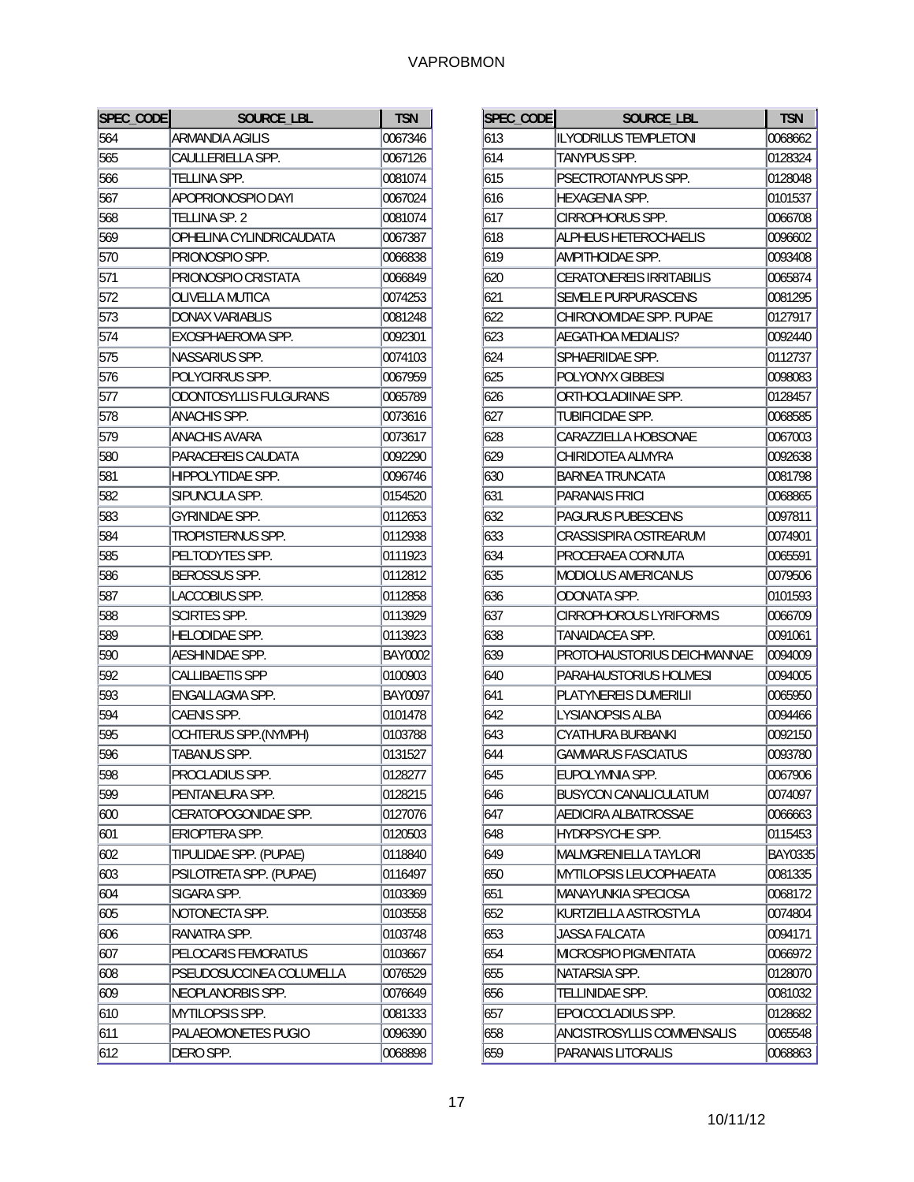| SPEC_CODE | SOURCE_LBL | TSN |
|---|---|---|
| 564 | ARMANDIA AGILIS | 0067346 |
| 565 | CAULLERIELLA SPP. | 0067126 |
| 566 | TELLINA SPP. | 0081074 |
| 567 | APOPRIONOSPIO DAYI | 0067024 |
| 568 | TELLINA SP. 2 | 0081074 |
| 569 | OPHELINA CYLINDRICAUDATA | 0067387 |
| 570 | PRIONOSPIO SPP. | 0066838 |
| 571 | PRIONOSPIO CRISTATA | 0066849 |
| 572 | OLIVELLA MUTICA | 0074253 |
| 573 | DONAX VARIABLIS | 0081248 |
| 574 | EXOSPHAEROMA SPP. | 0092301 |
| 575 | NASSARIUS SPP. | 0074103 |
| 576 | POLYCIRRUS SPP. | 0067959 |
| 577 | ODONTOSYLLIS FULGURANS | 0065789 |
| 578 | ANACHIS SPP. | 0073616 |
| 579 | ANACHIS AVARA | 0073617 |
| 580 | PARACEREIS CAUDATA | 0092290 |
| 581 | HIPPOLYTIDAE SPP. | 0096746 |
| 582 | SIPUNCULA SPP. | 0154520 |
| 583 | GYRINIDAE SPP. | 0112653 |
| 584 | TROPISTERNUS SPP. | 0112938 |
| 585 | PELTODYTES SPP. | 0111923 |
| 586 | BEROSSUS SPP. | 0112812 |
| 587 | LACCOBIUS SPP. | 0112858 |
| 588 | SCIRTES SPP. | 0113929 |
| 589 | HELODIDAE SPP. | 0113923 |
| 590 | AESHNIDAE SPP. | BAY0002 |
| 592 | CALLIBAETIS SPP | 0100903 |
| 593 | ENGALLAGMA SPP. | BAY0097 |
| 594 | CAENIS SPP. | 0101478 |
| 595 | OCHTERUS SPP.(NYMPH) | 0103788 |
| 596 | TABANUS SPP. | 0131527 |
| 598 | PROCLADIUS SPP. | 0128277 |
| 599 | PENTANEURA SPP. | 0128215 |
| 600 | CERATOPOGONIDAE SPP. | 0127076 |
| 601 | ERIOPTERA SPP. | 0120503 |
| 602 | TIPULIDAE SPP. (PUPAE) | 0118840 |
| 603 | PSILOTRETA SPP. (PUPAE) | 0116497 |
| 604 | SIGARA SPP. | 0103369 |
| 605 | NOTONECTA SPP. | 0103558 |
| 606 | RANATRA SPP. | 0103748 |
| 607 | PELOCARIS FEMORATUS | 0103667 |
| 608 | PSEUDOSUCCINEA COLUMELLA | 0076529 |
| 609 | NEOPLANORBIS SPP. | 0076649 |
| 610 | MYTILOPSIS SPP. | 0081333 |
| 611 | PALAEOMONETES PUGIO | 0096390 |
| 612 | DERO SPP. | 0068898 |
| 613 | ILYODRILUS TEMPLETONI | 0068662 |
| 614 | TANYPUS SPP. | 0128324 |
| 615 | PSECTROTANYPUS SPP. | 0128048 |
| 616 | HEXAGENIA SPP. | 0101537 |
| 617 | CIRROPHORUS SPP. | 0066708 |
| 618 | ALPHEUS HETEROCHAELIS | 0096602 |
| 619 | AMPITHOIDAE SPP. | 0093408 |
| 620 | CERATONEREIS IRRITABILIS | 0065874 |
| 621 | SEMELE PURPURASCENS | 0081295 |
| 622 | CHIRONOMIDAE SPP. PUPAE | 0127917 |
| 623 | AEGATHOA MEDIALIS? | 0092440 |
| 624 | SPHAERIIDAE SPP. | 0112737 |
| 625 | POLYONYX GIBBESI | 0098083 |
| 626 | ORTHOCLADIINAE SPP. | 0128457 |
| 627 | TUBIFICIDAE SPP. | 0068585 |
| 628 | CARAZZIELLA HOBSONAE | 0067003 |
| 629 | CHIRIDOTEA ALMYRA | 0092638 |
| 630 | BARNEA TRUNCATA | 0081798 |
| 631 | PARANAIS FRICI | 0068865 |
| 632 | PAGURUS PUBESCENS | 0097811 |
| 633 | CRASSISPIRA OSTREARUM | 0074901 |
| 634 | PROCERAEA CORNUTA | 0065591 |
| 635 | MODIOLUS AMERICANUS | 0079506 |
| 636 | ODONATA SPP. | 0101593 |
| 637 | CIRROPHOROUS LYRIFORMIS | 0066709 |
| 638 | TANAIDACEA SPP. | 0091061 |
| 639 | PROTOHAUSTORIUS DEICHMANNAE | 0094009 |
| 640 | PARAHAUSTORIUS HOLMESI | 0094005 |
| 641 | PLATYNEREIS DUMERILII | 0065950 |
| 642 | LYSIANOPSIS ALBA | 0094466 |
| 643 | CYATHURA BURBANKI | 0092150 |
| 644 | GAMMARUS FASCIATUS | 0093780 |
| 645 | EUPOLYMNIA SPP. | 0067906 |
| 646 | BUSYCON CANALICULATUM | 0074097 |
| 647 | AEDICIRA ALBATROSSAE | 0066663 |
| 648 | HYDRPSYCHE SPP. | 0115453 |
| 649 | MALMGRENIELLA TAYLORI | BAY0335 |
| 650 | MYTILOPSIS LEUCOPHAEATA | 0081335 |
| 651 | MANAYUNKIA SPECIOSA | 0068172 |
| 652 | KURTZIELLA ASTROSTYLA | 0074804 |
| 653 | JASSA FALCATA | 0094171 |
| 654 | MICROSPIO PIGMENTATA | 0066972 |
| 655 | NATARSIA SPP. | 0128070 |
| 656 | TELLINIDAE SPP. | 0081032 |
| 657 | EPOICOCLADIUS SPP. | 0128682 |
| 658 | ANCISTROSYLLIS COMMENSALIS | 0065548 |
| 659 | PARANAIS LITORALIS | 0068863 |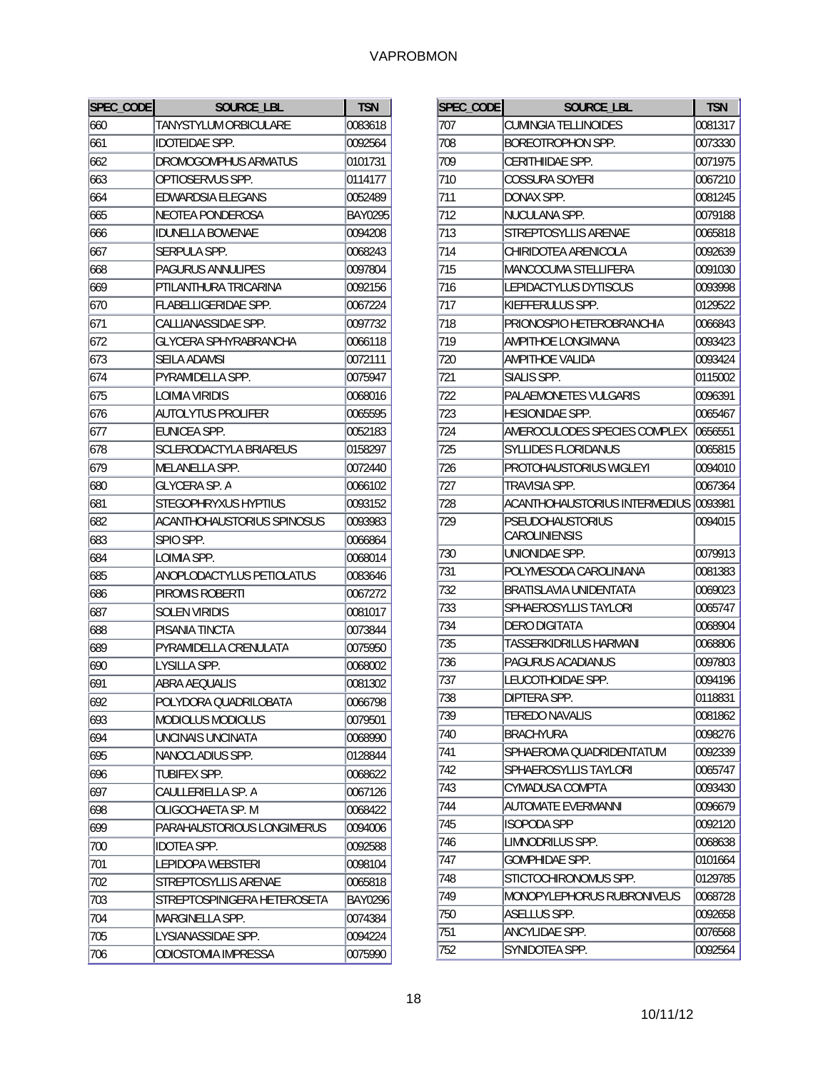| SPEC_CODE | SOURCE_LBL | TSN |
|---|---|---|
| 660 | TANYSTYLUM ORBICULARE | 0083618 |
| 661 | IDOTEIDAE SPP. | 0092564 |
| 662 | DROMOGOMPHUS ARMATUS | 0101731 |
| 663 | OPTIOSERVUS SPP. | 0114177 |
| 664 | EDWARDSIA ELEGANS | 0052489 |
| 665 | NEOTEA PONDEROSA | BAY0295 |
| 666 | IDUNELLA BOWENAE | 0094208 |
| 667 | SERPULA SPP. | 0068243 |
| 668 | PAGURUS ANNULIPES | 0097804 |
| 669 | PTILANTHURA TRICARINA | 0092156 |
| 670 | FLABELLIGERIDAE SPP. | 0067224 |
| 671 | CALLIANASSIDAE SPP. | 0097732 |
| 672 | GLYCERA SPHYRABRANCHA | 0066118 |
| 673 | SEILA ADAMSI | 0072111 |
| 674 | PYRAMIDELLA SPP. | 0075947 |
| 675 | LOIMIA VIRIDIS | 0068016 |
| 676 | AUTOLYTUS PROLIFER | 0065595 |
| 677 | EUNICEA SPP. | 0052183 |
| 678 | SCLERODACTYLA BRIAREUS | 0158297 |
| 679 | MELANELLA SPP. | 0072440 |
| 680 | GLYCERA SP. A | 0066102 |
| 681 | STEGOPHRYXUS HYPTIUS | 0093152 |
| 682 | ACANTHOHAUSTORIUS SPINOSUS | 0093983 |
| 683 | SPIO SPP. | 0066864 |
| 684 | LOIMIA SPP. | 0068014 |
| 685 | ANOPLODACTYLUS PETIOLATUS | 0083646 |
| 686 | PIROMIS ROBERTI | 0067272 |
| 687 | SOLEN VIRIDIS | 0081017 |
| 688 | PISANIA TINCTA | 0073844 |
| 689 | PYRAMIDELLA CRENULATA | 0075950 |
| 690 | LYSILLA SPP. | 0068002 |
| 691 | ABRA AEQUALIS | 0081302 |
| 692 | POLYDORA QUADRILOBATA | 0066798 |
| 693 | MODIOLUS MODIOLUS | 0079501 |
| 694 | UNCINAIS UNCINATA | 0068990 |
| 695 | NANOCLADIUS SPP. | 0128844 |
| 696 | TUBIFEX SPP. | 0068622 |
| 697 | CAULLERIELLA SP. A | 0067126 |
| 698 | OLIGOCHAETA SP. M | 0068422 |
| 699 | PARAHAUSTORIOUS LONGIMERUS | 0094006 |
| 700 | IDOTEA SPP. | 0092588 |
| 701 | LEPIDOPA WEBSTERI | 0098104 |
| 702 | STREPTOSYLLIS ARENAE | 0065818 |
| 703 | STREPTOSPINIGERA HETEROSETA | BAY0296 |
| 704 | MARGINELLA SPP. | 0074384 |
| 705 | LYSIANASSIDAE SPP. | 0094224 |
| 706 | ODIOSTOMIA IMPRESSA | 0075990 |
| 707 | CUMINGIA TELLINOIDES | 0081317 |
| 708 | BOREOTROPHON SPP. | 0073330 |
| 709 | CERITHIIDAE SPP. | 0071975 |
| 710 | COSSURA SOYERI | 0067210 |
| 711 | DONAX SPP. | 0081245 |
| 712 | NUCULANA SPP. | 0079188 |
| 713 | STREPTOSYLLIS ARENAE | 0065818 |
| 714 | CHIRIDOTEA ARENICOLA | 0092639 |
| 715 | MANCOCUMA STELLIFERA | 0091030 |
| 716 | LEPIDACTYLUS DYTISCUS | 0093998 |
| 717 | KIEFFERULUS SPP. | 0129522 |
| 718 | PRIONOSPIO HETEROBRANCHIA | 0066843 |
| 719 | AMPITHOE LONGIMANA | 0093423 |
| 720 | AMPITHOE VALIDA | 0093424 |
| 721 | SIALIS SPP. | 0115002 |
| 722 | PALAEMONETES VULGARIS | 0096391 |
| 723 | HESIONIDAE SPP. | 0065467 |
| 724 | AMEROCULODES SPECIES COMPLEX | 0656551 |
| 725 | SYLLIDES FLORIDANUS | 0065815 |
| 726 | PROTOHAUSTORIUS WIGLEYI | 0094010 |
| 727 | TRAVISIA SPP. | 0067364 |
| 728 | ACANTHOHAUSTORIUS INTERMEDIUS | 0093981 |
| 729 | PSEUDOHAUSTORIUS CAROLINIENSIS | 0094015 |
| 730 | UNIONIDAE SPP. | 0079913 |
| 731 | POLYMESODA CAROLINIANA | 0081383 |
| 732 | BRATISLAVIA UNIDENTATA | 0069023 |
| 733 | SPHAEROSYLLIS TAYLORI | 0065747 |
| 734 | DERO DIGITATA | 0068904 |
| 735 | TASSERKIDRILUS HARMANI | 0068806 |
| 736 | PAGURUS ACADIANUS | 0097803 |
| 737 | LEUCOTHOIDAE SPP. | 0094196 |
| 738 | DIPTERA SPP. | 0118831 |
| 739 | TEREDO NAVALIS | 0081862 |
| 740 | BRACHYURA | 0098276 |
| 741 | SPHAEROMA QUADRIDENTATUM | 0092339 |
| 742 | SPHAEROSYLLIS TAYLORI | 0065747 |
| 743 | CYMADUSA COMPTA | 0093430 |
| 744 | AUTOMATE EVERMANNI | 0096679 |
| 745 | ISOPODA SPP | 0092120 |
| 746 | LIMNODRILUS SPP. | 0068638 |
| 747 | GOMPHIDAE SPP. | 0101664 |
| 748 | STICTOCHIRONOMUS SPP. | 0129785 |
| 749 | MONOPYLEPHORUS RUBRONIVEUS | 0068728 |
| 750 | ASELLUS SPP. | 0092658 |
| 751 | ANCYLIDAE SPP. | 0076568 |
| 752 | SYNIDOTEA SPP. | 0092564 |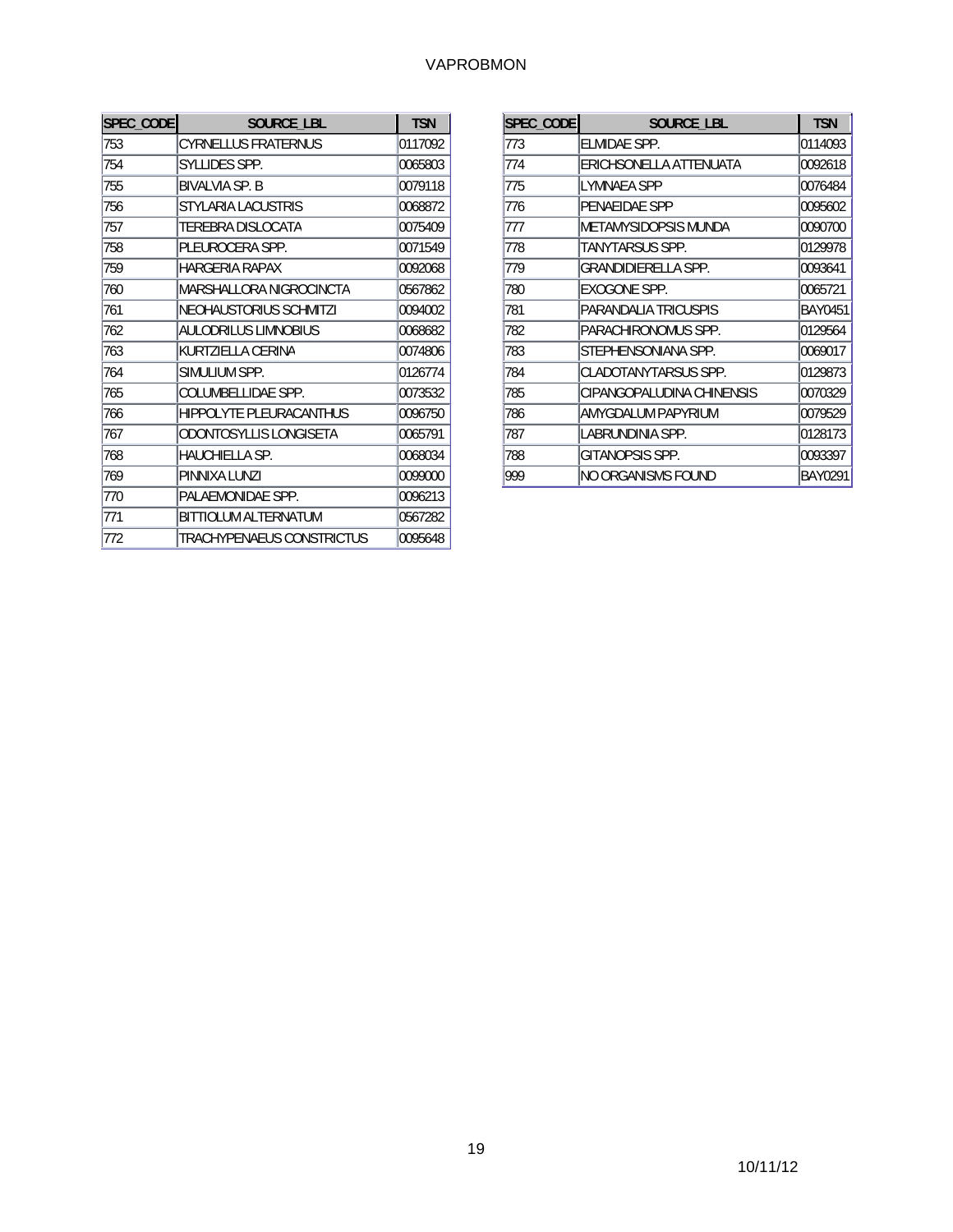| SPEC_CODE | SOURCE_LBL | TSN |
|---|---|---|
| 753 | CYRNELLUS FRATERNUS | 0117092 |
| 754 | SYLLIDES SPP. | 0065803 |
| 755 | BIVALVIA SP. B | 0079118 |
| 756 | STYLARIA LACUSTRIS | 0068872 |
| 757 | TEREBRA DISLOCATA | 0075409 |
| 758 | PLEUROCERA SPP. | 0071549 |
| 759 | HARGERIA RAPAX | 0092068 |
| 760 | MARSHALLORA NIGROCINCTA | 0567862 |
| 761 | NEOHAUSTORIUS SCHMITZI | 0094002 |
| 762 | AULODRILUS LIMNOBIUS | 0068682 |
| 763 | KURTZIELLA CERINA | 0074806 |
| 764 | SIMULIUM SPP. | 0126774 |
| 765 | COLUMBELLIDAE SPP. | 0073532 |
| 766 | HIPPOLYTE PLEURACANTHUS | 0096750 |
| 767 | ODONTOSYLLIS LONGISETA | 0065791 |
| 768 | HAUCHIELLA SP. | 0068034 |
| 769 | PINNIXA LUNZI | 0099000 |
| 770 | PALAEMONIDAE SPP. | 0096213 |
| 771 | BITTIOLUM ALTERNATUM | 0567282 |
| 772 | TRACHYPENAEUS CONSTRICTUS | 0095648 |
| 773 | ELMIDAE SPP. | 0114093 |
| 774 | ERICHSONELLA ATTENUATA | 0092618 |
| 775 | LYMNAEA SPP | 0076484 |
| 776 | PENAEIDAE SPP | 0095602 |
| 777 | METAMYSIDOPSIS MUNDA | 0090700 |
| 778 | TANYTARSUS SPP. | 0129978 |
| 779 | GRANDIDIERELLA SPP. | 0093641 |
| 780 | EXOGONE SPP. | 0065721 |
| 781 | PARANDALIA TRICUSPIS | BAY0451 |
| 782 | PARACHIRONOMUS SPP. | 0129564 |
| 783 | STEPHENSONIANA SPP. | 0069017 |
| 784 | CLADOTANYTARSUS SPP. | 0129873 |
| 785 | CIPANGOPALUDINA CHINENSIS | 0070329 |
| 786 | AMYGDALUM PAPYRIUM | 0079529 |
| 787 | LABRUNDINIA SPP. | 0128173 |
| 788 | GITANOPSIS SPP. | 0093397 |
| 999 | NO ORGANISMS FOUND | BAY0291 |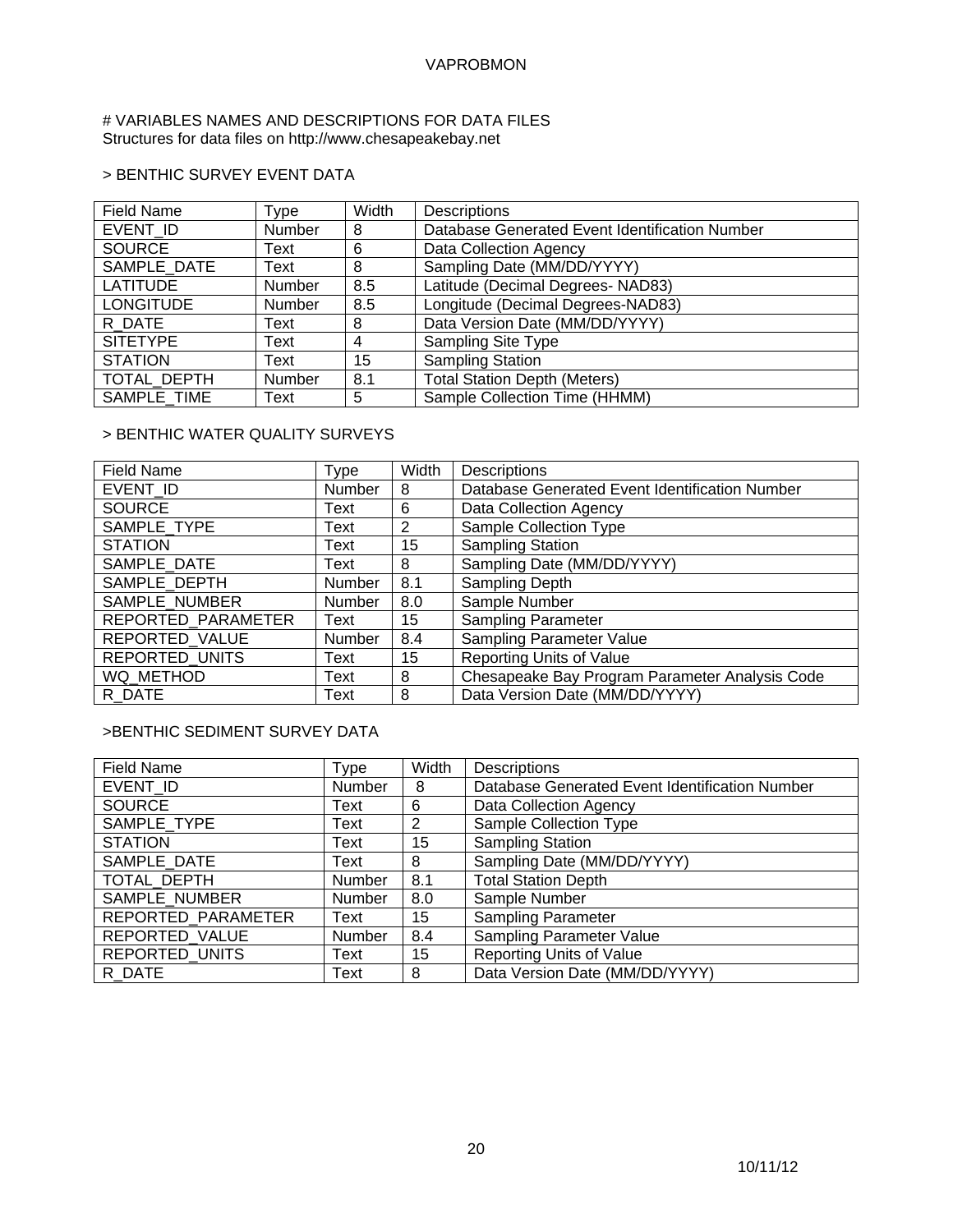# VARIABLES NAMES AND DESCRIPTIONS FOR DATA FILES
Structures for data files on http://www.chesapeakebay.net

> BENTHIC SURVEY EVENT DATA

| Field Name | Type | Width | Descriptions |
|---|---|---|---|
| EVENT_ID | Number | 8 | Database Generated Event Identification Number |
| SOURCE | Text | 6 | Data Collection Agency |
| SAMPLE_DATE | Text | 8 | Sampling Date (MM/DD/YYYY) |
| LATITUDE | Number | 8.5 | Latitude (Decimal Degrees- NAD83) |
| LONGITUDE | Number | 8.5 | Longitude (Decimal Degrees-NAD83) |
| R_DATE | Text | 8 | Data Version Date (MM/DD/YYYY) |
| SITETYPE | Text | 4 | Sampling Site Type |
| STATION | Text | 15 | Sampling Station |
| TOTAL_DEPTH | Number | 8.1 | Total Station Depth (Meters) |
| SAMPLE_TIME | Text | 5 | Sample Collection Time (HHMM) |

> BENTHIC WATER QUALITY SURVEYS

| Field Name | Type | Width | Descriptions |
|---|---|---|---|
| EVENT_ID | Number | 8 | Database Generated Event Identification Number |
| SOURCE | Text | 6 | Data Collection Agency |
| SAMPLE_TYPE | Text | 2 | Sample Collection Type |
| STATION | Text | 15 | Sampling Station |
| SAMPLE_DATE | Text | 8 | Sampling Date (MM/DD/YYYY) |
| SAMPLE_DEPTH | Number | 8.1 | Sampling Depth |
| SAMPLE_NUMBER | Number | 8.0 | Sample Number |
| REPORTED_PARAMETER | Text | 15 | Sampling Parameter |
| REPORTED_VALUE | Number | 8.4 | Sampling Parameter Value |
| REPORTED_UNITS | Text | 15 | Reporting Units of Value |
| WQ_METHOD | Text | 8 | Chesapeake Bay Program Parameter Analysis Code |
| R_DATE | Text | 8 | Data Version Date (MM/DD/YYYY) |

>BENTHIC SEDIMENT SURVEY DATA

| Field Name | Type | Width | Descriptions |
|---|---|---|---|
| EVENT_ID | Number | 8 | Database Generated Event Identification Number |
| SOURCE | Text | 6 | Data Collection Agency |
| SAMPLE_TYPE | Text | 2 | Sample Collection Type |
| STATION | Text | 15 | Sampling Station |
| SAMPLE_DATE | Text | 8 | Sampling Date (MM/DD/YYYY) |
| TOTAL_DEPTH | Number | 8.1 | Total Station Depth |
| SAMPLE_NUMBER | Number | 8.0 | Sample Number |
| REPORTED_PARAMETER | Text | 15 | Sampling Parameter |
| REPORTED_VALUE | Number | 8.4 | Sampling Parameter Value |
| REPORTED_UNITS | Text | 15 | Reporting Units of Value |
| R_DATE | Text | 8 | Data Version Date (MM/DD/YYYY) |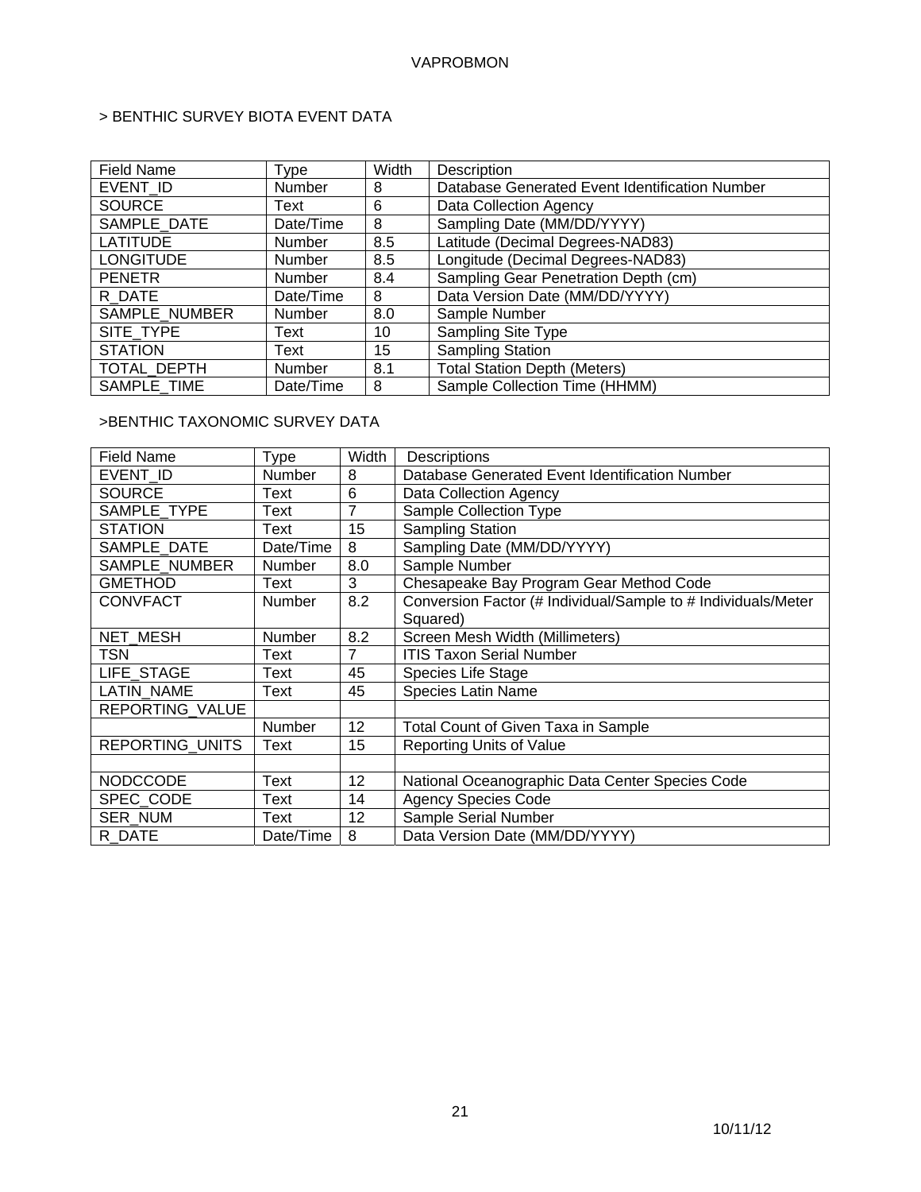> BENTHIC SURVEY BIOTA EVENT DATA

| Field Name | Type | Width | Description |
|---|---|---|---|
| EVENT_ID | Number | 8 | Database Generated Event Identification Number |
| SOURCE | Text | 6 | Data Collection Agency |
| SAMPLE_DATE | Date/Time | 8 | Sampling Date (MM/DD/YYYY) |
| LATITUDE | Number | 8.5 | Latitude (Decimal Degrees-NAD83) |
| LONGITUDE | Number | 8.5 | Longitude (Decimal Degrees-NAD83) |
| PENETR | Number | 8.4 | Sampling Gear Penetration Depth (cm) |
| R_DATE | Date/Time | 8 | Data Version Date (MM/DD/YYYY) |
| SAMPLE_NUMBER | Number | 8.0 | Sample Number |
| SITE_TYPE | Text | 10 | Sampling Site Type |
| STATION | Text | 15 | Sampling Station |
| TOTAL_DEPTH | Number | 8.1 | Total Station Depth (Meters) |
| SAMPLE_TIME | Date/Time | 8 | Sample Collection Time (HHMM) |

>BENTHIC TAXONOMIC SURVEY DATA

| Field Name | Type | Width | Descriptions |
|---|---|---|---|
| EVENT_ID | Number | 8 | Database Generated Event Identification Number |
| SOURCE | Text | 6 | Data Collection Agency |
| SAMPLE_TYPE | Text | 7 | Sample Collection Type |
| STATION | Text | 15 | Sampling Station |
| SAMPLE_DATE | Date/Time | 8 | Sampling Date (MM/DD/YYYY) |
| SAMPLE_NUMBER | Number | 8.0 | Sample Number |
| GMETHOD | Text | 3 | Chesapeake Bay Program Gear Method Code |
| CONVFACT | Number | 8.2 | Conversion Factor (# Individual/Sample to # Individuals/Meter Squared) |
| NET_MESH | Number | 8.2 | Screen Mesh Width (Millimeters) |
| TSN | Text | 7 | ITIS Taxon Serial Number |
| LIFE_STAGE | Text | 45 | Species Life Stage |
| LATIN_NAME | Text | 45 | Species Latin Name |
| REPORTING_VALUE | | | |
| | Number | 12 | Total Count of Given Taxa in Sample |
| REPORTING_UNITS | Text | 15 | Reporting Units of Value |
| | | | |
| NODCCODE | Text | 12 | National Oceanographic Data Center Species Code |
| SPEC_CODE | Text | 14 | Agency Species Code |
| SER_NUM | Text | 12 | Sample Serial Number |
| R_DATE | Date/Time | 8 | Data Version Date (MM/DD/YYYY) |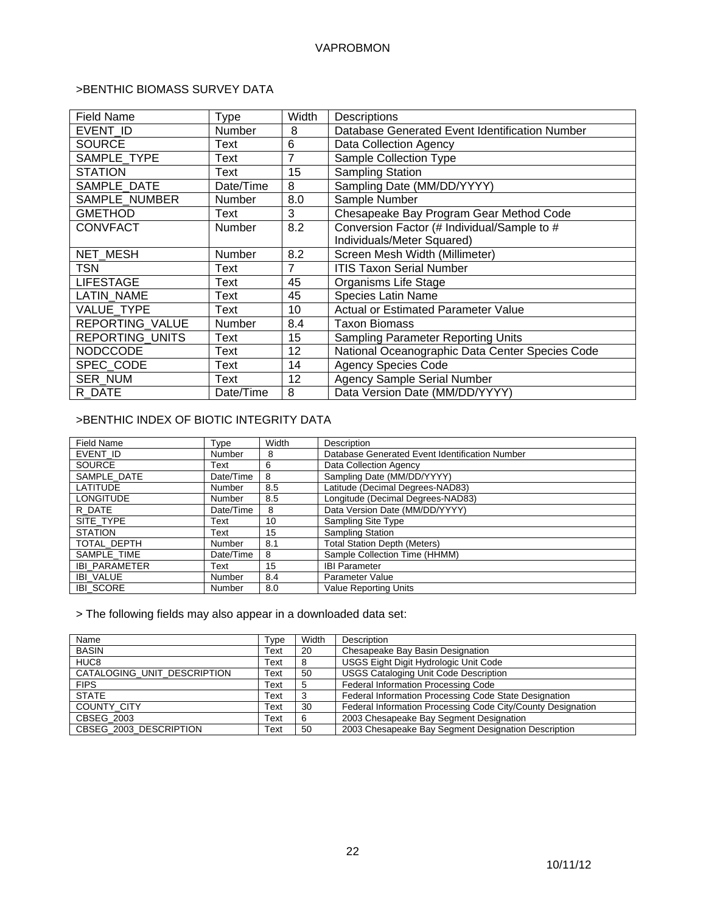>BENTHIC BIOMASS SURVEY DATA

| Field Name | Type | Width | Descriptions |
|---|---|---|---|
| EVENT_ID | Number | 8 | Database Generated Event Identification Number |
| SOURCE | Text | 6 | Data Collection Agency |
| SAMPLE_TYPE | Text | 7 | Sample Collection Type |
| STATION | Text | 15 | Sampling Station |
| SAMPLE_DATE | Date/Time | 8 | Sampling Date (MM/DD/YYYY) |
| SAMPLE_NUMBER | Number | 8.0 | Sample Number |
| GMETHOD | Text | 3 | Chesapeake Bay Program Gear Method Code |
| CONVFACT | Number | 8.2 | Conversion Factor (# Individual/Sample to # Individuals/Meter Squared) |
| NET_MESH | Number | 8.2 | Screen Mesh Width (Millimeter) |
| TSN | Text | 7 | ITIS Taxon Serial Number |
| LIFESTAGE | Text | 45 | Organisms Life Stage |
| LATIN_NAME | Text | 45 | Species Latin Name |
| VALUE_TYPE | Text | 10 | Actual or Estimated Parameter Value |
| REPORTING_VALUE | Number | 8.4 | Taxon Biomass |
| REPORTING_UNITS | Text | 15 | Sampling Parameter Reporting Units |
| NODCCODE | Text | 12 | National Oceanographic Data Center Species Code |
| SPEC_CODE | Text | 14 | Agency Species Code |
| SER_NUM | Text | 12 | Agency Sample Serial Number |
| R_DATE | Date/Time | 8 | Data Version Date (MM/DD/YYYY) |

>BENTHIC INDEX OF BIOTIC INTEGRITY DATA

| Field Name | Type | Width | Description |
|---|---|---|---|
| EVENT_ID | Number | 8 | Database Generated Event Identification Number |
| SOURCE | Text | 6 | Data Collection Agency |
| SAMPLE_DATE | Date/Time | 8 | Sampling Date (MM/DD/YYYY) |
| LATITUDE | Number | 8.5 | Latitude (Decimal Degrees-NAD83) |
| LONGITUDE | Number | 8.5 | Longitude (Decimal Degrees-NAD83) |
| R_DATE | Date/Time | 8 | Data Version Date (MM/DD/YYYY) |
| SITE_TYPE | Text | 10 | Sampling Site Type |
| STATION | Text | 15 | Sampling Station |
| TOTAL_DEPTH | Number | 8.1 | Total Station Depth (Meters) |
| SAMPLE_TIME | Date/Time | 8 | Sample Collection Time (HHMM) |
| IBI_PARAMETER | Text | 15 | IBI Parameter |
| IBI_VALUE | Number | 8.4 | Parameter Value |
| IBI_SCORE | Number | 8.0 | Value Reporting Units |

> The following fields may also appear in a downloaded data set:

| Name | Type | Width | Description |
|---|---|---|---|
| BASIN | Text | 20 | Chesapeake Bay Basin Designation |
| HUC8 | Text | 8 | USGS Eight Digit Hydrologic Unit Code |
| CATALOGING_UNIT_DESCRIPTION | Text | 50 | USGS Cataloging Unit Code Description |
| FIPS | Text | 5 | Federal Information Processing Code |
| STATE | Text | 3 | Federal Information Processing Code State Designation |
| COUNTY_CITY | Text | 30 | Federal Information Processing Code City/County Designation |
| CBSEG_2003 | Text | 6 | 2003 Chesapeake Bay Segment Designation |
| CBSEG_2003_DESCRIPTION | Text | 50 | 2003 Chesapeake Bay Segment Designation Description |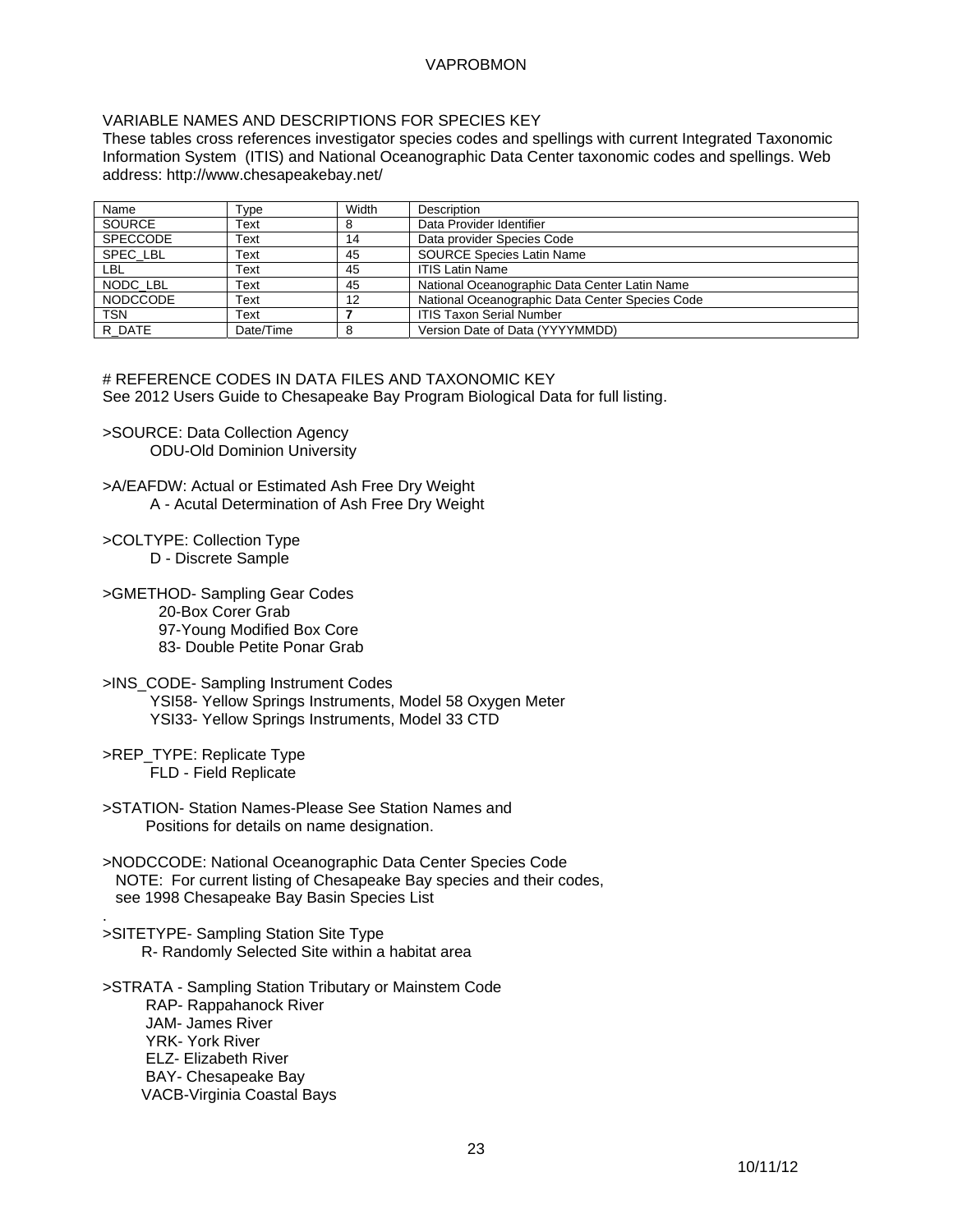VARIABLE NAMES AND DESCRIPTIONS FOR SPECIES KEY

These tables cross references investigator species codes and spellings with current Integrated Taxonomic Information System (ITIS) and National Oceanographic Data Center taxonomic codes and spellings. Web address: http://www.chesapeakebay.net/

| Name | Type | Width | Description |
| --- | --- | --- | --- |
| SOURCE | Text | 8 | Data Provider Identifier |
| SPECCODE | Text | 14 | Data provider Species Code |
| SPEC_LBL | Text | 45 | SOURCE Species Latin Name |
| LBL | Text | 45 | ITIS Latin Name |
| NODC_LBL | Text | 45 | National Oceanographic Data Center Latin Name |
| NODCCODE | Text | 12 | National Oceanographic Data Center Species Code |
| TSN | Text | **7** | ITIS Taxon Serial Number |
| R_DATE | Date/Time | 8 | Version Date of Data (YYYYMMDD) |

# REFERENCE CODES IN DATA FILES AND TAXONOMIC KEY

See 2012 Users Guide to Chesapeake Bay Program Biological Data for full listing.

>SOURCE: Data Collection Agency
  ODU-Old Dominion University

>A/EAFDW: Actual or Estimated Ash Free Dry Weight
  A - Acutal Determination of Ash Free Dry Weight

>COLTYPE: Collection Type
  D - Discrete Sample

>GMETHOD- Sampling Gear Codes
  20-Box Corer Grab
  97-Young Modified Box Core
  83- Double Petite Ponar Grab

>INS_CODE- Sampling Instrument Codes
  YSI58- Yellow Springs Instruments, Model 58 Oxygen Meter
  YSI33- Yellow Springs Instruments, Model 33 CTD

>REP_TYPE: Replicate Type
  FLD - Field Replicate

>STATION- Station Names-Please See Station Names and
  Positions for details on name designation.

>NODCCODE: National Oceanographic Data Center Species Code
  NOTE: For current listing of Chesapeake Bay species and their codes,
  see 1998 Chesapeake Bay Basin Species List

.

>SITETYPE- Sampling Station Site Type
  R- Randomly Selected Site within a habitat area

>STRATA - Sampling Station Tributary or Mainstem Code
  RAP- Rappahanock River
  JAM- James River
  YRK- York River
  ELZ- Elizabeth River
  BAY- Chesapeake Bay
  VACB-Virginia Coastal Bays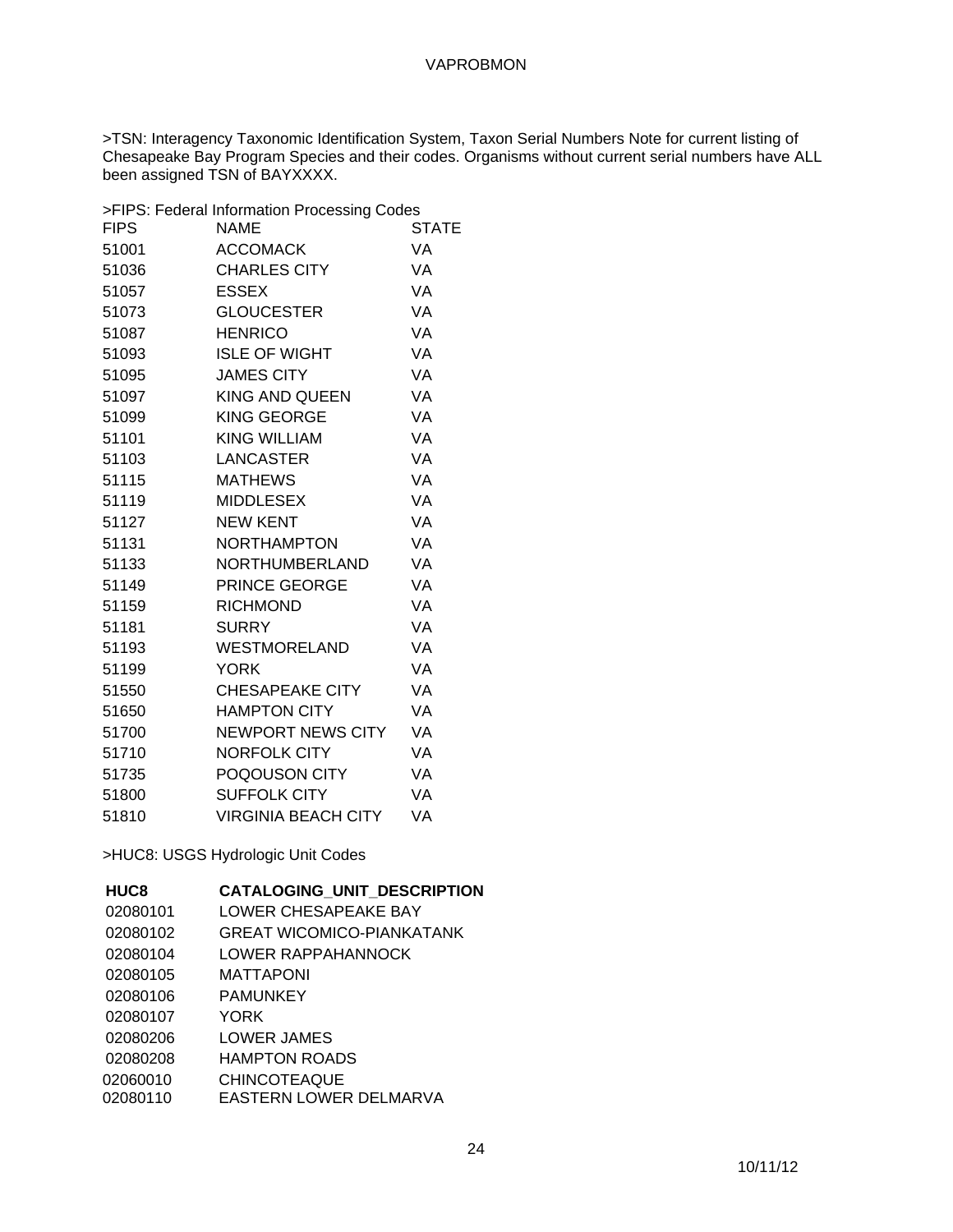>TSN: Interagency Taxonomic Identification System, Taxon Serial Numbers Note for current listing of Chesapeake Bay Program Species and their codes. Organisms without current serial numbers have ALL been assigned TSN of BAYXXXX.

>FIPS: Federal Information Processing Codes

| FIPS | NAME | STATE |
|---|---|---|
| 51001 | ACCOMACK | VA |
| 51036 | CHARLES CITY | VA |
| 51057 | ESSEX | VA |
| 51073 | GLOUCESTER | VA |
| 51087 | HENRICO | VA |
| 51093 | ISLE OF WIGHT | VA |
| 51095 | JAMES CITY | VA |
| 51097 | KING AND QUEEN | VA |
| 51099 | KING GEORGE | VA |
| 51101 | KING WILLIAM | VA |
| 51103 | LANCASTER | VA |
| 51115 | MATHEWS | VA |
| 51119 | MIDDLESEX | VA |
| 51127 | NEW KENT | VA |
| 51131 | NORTHAMPTON | VA |
| 51133 | NORTHUMBERLAND | VA |
| 51149 | PRINCE GEORGE | VA |
| 51159 | RICHMOND | VA |
| 51181 | SURRY | VA |
| 51193 | WESTMORELAND | VA |
| 51199 | YORK | VA |
| 51550 | CHESAPEAKE CITY | VA |
| 51650 | HAMPTON CITY | VA |
| 51700 | NEWPORT NEWS CITY | VA |
| 51710 | NORFOLK CITY | VA |
| 51735 | POQOUSON CITY | VA |
| 51800 | SUFFOLK CITY | VA |
| 51810 | VIRGINIA BEACH CITY | VA |

>HUC8: USGS Hydrologic Unit Codes

| HUC8 | CATALOGING_UNIT_DESCRIPTION |
|---|---|
| 02080101 | LOWER CHESAPEAKE BAY |
| 02080102 | GREAT WICOMICO-PIANKATANK |
| 02080104 | LOWER RAPPAHANNOCK |
| 02080105 | MATTAPONI |
| 02080106 | PAMUNKEY |
| 02080107 | YORK |
| 02080206 | LOWER JAMES |
| 02080208 | HAMPTON ROADS |
| 02060010 | CHINCOTEAQUE |
| 02080110 | EASTERN LOWER DELMARVA |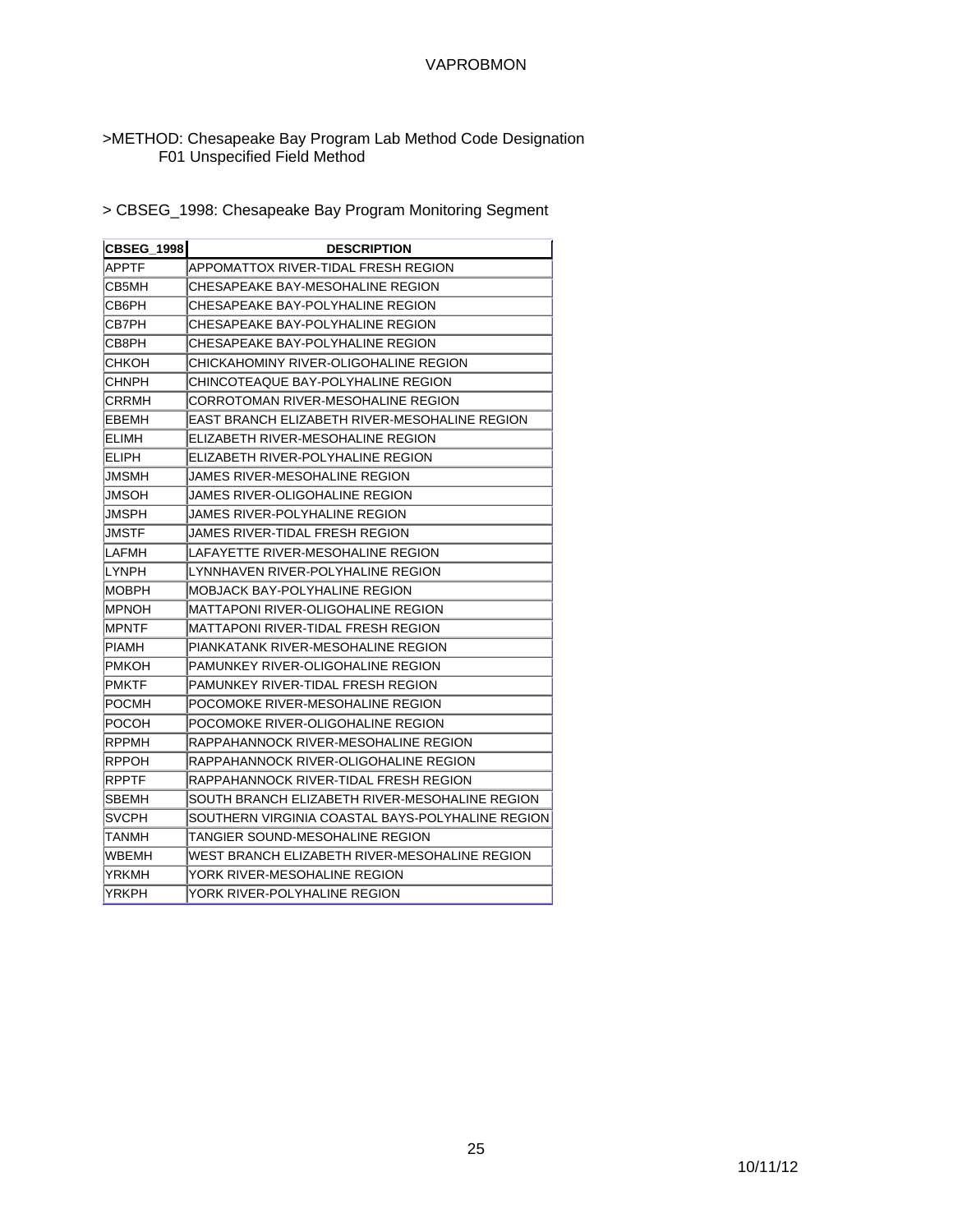>METHOD: Chesapeake Bay Program Lab Method Code Designation
F01 Unspecified Field Method

> CBSEG_1998: Chesapeake Bay Program Monitoring Segment

| CBSEG_1998 | DESCRIPTION |
|---|---|
| APPTF | APPOMATTOX RIVER-TIDAL FRESH REGION |
| CB5MH | CHESAPEAKE BAY-MESOHALINE REGION |
| CB6PH | CHESAPEAKE BAY-POLYHALINE REGION |
| CB7PH | CHESAPEAKE BAY-POLYHALINE REGION |
| CB8PH | CHESAPEAKE BAY-POLYHALINE REGION |
| CHKOH | CHICKAHOMINY RIVER-OLIGOHALINE REGION |
| CHNPH | CHINCOTEAQUE BAY-POLYHALINE REGION |
| CRRMH | CORROTOMAN RIVER-MESOHALINE REGION |
| EBEMH | EAST BRANCH ELIZABETH RIVER-MESOHALINE REGION |
| ELIMH | ELIZABETH RIVER-MESOHALINE REGION |
| ELIPH | ELIZABETH RIVER-POLYHALINE REGION |
| JMSMH | JAMES RIVER-MESOHALINE REGION |
| JMSOH | JAMES RIVER-OLIGOHALINE REGION |
| JMSPH | JAMES RIVER-POLYHALINE REGION |
| JMSTF | JAMES RIVER-TIDAL FRESH REGION |
| LAFMH | LAFAYETTE RIVER-MESOHALINE REGION |
| LYNPH | LYNNHAVEN RIVER-POLYHALINE REGION |
| MOBPH | MOBJACK BAY-POLYHALINE REGION |
| MPNOH | MATTAPONI RIVER-OLIGOHALINE REGION |
| MPNTF | MATTAPONI RIVER-TIDAL FRESH REGION |
| PIAMH | PIANKATANK RIVER-MESOHALINE REGION |
| PMKOH | PAMUNKEY RIVER-OLIGOHALINE REGION |
| PMKTF | PAMUNKEY RIVER-TIDAL FRESH REGION |
| POCMH | POCOMOKE RIVER-MESOHALINE REGION |
| POCOH | POCOMOKE RIVER-OLIGOHALINE REGION |
| RPPMH | RAPPAHANNOCK RIVER-MESOHALINE REGION |
| RPPOH | RAPPAHANNOCK RIVER-OLIGOHALINE REGION |
| RPPTF | RAPPAHANNOCK RIVER-TIDAL FRESH REGION |
| SBEMH | SOUTH BRANCH ELIZABETH RIVER-MESOHALINE REGION |
| SVCPH | SOUTHERN VIRGINIA COASTAL BAYS-POLYHALINE REGION |
| TANMH | TANGIER SOUND-MESOHALINE REGION |
| WBEMH | WEST BRANCH ELIZABETH RIVER-MESOHALINE REGION |
| YRKMH | YORK RIVER-MESOHALINE REGION |
| YRKPH | YORK RIVER-POLYHALINE REGION |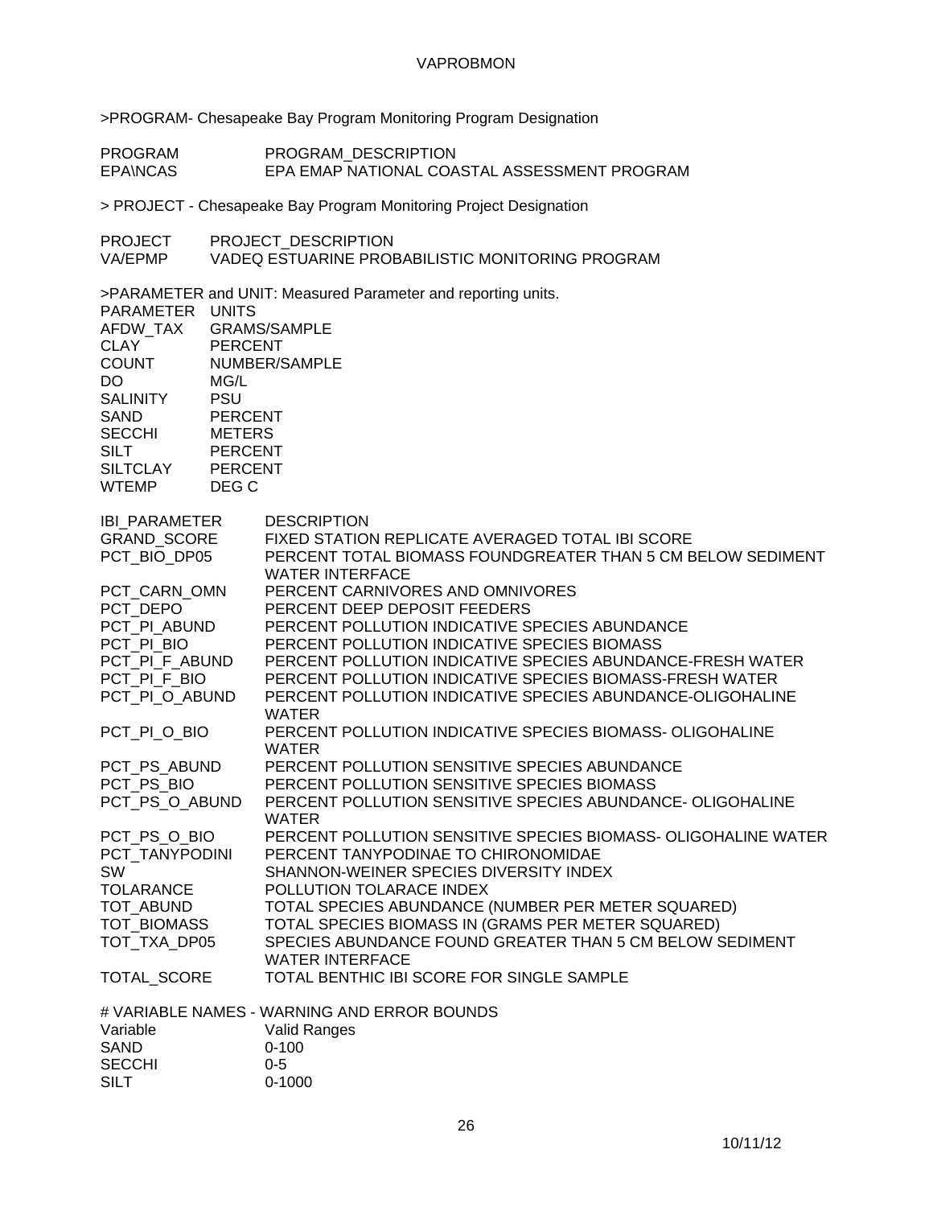## VAPROBMON

>PROGRAM- Chesapeake Bay Program Monitoring Program Designation

| PROGRAM | PROGRAM_DESCRIPTION |
|---|---|
| EPA\NCAS | EPA EMAP NATIONAL COASTAL ASSESSMENT PROGRAM |

> PROJECT - Chesapeake Bay Program Monitoring Project Designation

| PROJECT | PROJECT_DESCRIPTION |
|---|---|
| VA/EPMP | VADEQ ESTUARINE PROBABILISTIC MONITORING PROGRAM |

>PARAMETER and UNIT: Measured Parameter and reporting units.

| PARAMETER | UNITS |
|---|---|
| AFDW_TAX | GRAMS/SAMPLE |
| CLAY | PERCENT |
| COUNT | NUMBER/SAMPLE |
| DO | MG/L |
| SALINITY | PSU |
| SAND | PERCENT |
| SECCHI | METERS |
| SILT | PERCENT |
| SILTCLAY | PERCENT |
| WTEMP | DEG C |

| IBI_PARAMETER | DESCRIPTION |
|---|---|
| GRAND_SCORE | FIXED STATION REPLICATE AVERAGED TOTAL IBI SCORE |
| PCT_BIO_DP05 | PERCENT TOTAL BIOMASS FOUNDGREATER THAN 5 CM BELOW SEDIMENT WATER INTERFACE |
| PCT_CARN_OMN | PERCENT CARNIVORES AND OMNIVORES |
| PCT_DEPO | PERCENT DEEP DEPOSIT FEEDERS |
| PCT_PI_ABUND | PERCENT POLLUTION INDICATIVE SPECIES ABUNDANCE |
| PCT_PI_BIO | PERCENT POLLUTION INDICATIVE SPECIES BIOMASS |
| PCT_PI_F_ABUND | PERCENT POLLUTION INDICATIVE SPECIES ABUNDANCE-FRESH WATER |
| PCT_PI_F_BIO | PERCENT POLLUTION INDICATIVE SPECIES BIOMASS-FRESH WATER |
| PCT_PI_O_ABUND | PERCENT POLLUTION INDICATIVE SPECIES ABUNDANCE-OLIGOHALINE WATER |
| PCT_PI_O_BIO | PERCENT POLLUTION INDICATIVE SPECIES BIOMASS- OLIGOHALINE WATER |
| PCT_PS_ABUND | PERCENT POLLUTION SENSITIVE SPECIES ABUNDANCE |
| PCT_PS_BIO | PERCENT POLLUTION SENSITIVE SPECIES BIOMASS |
| PCT_PS_O_ABUND | PERCENT POLLUTION SENSITIVE SPECIES ABUNDANCE- OLIGOHALINE WATER |
| PCT_PS_O_BIO | PERCENT POLLUTION SENSITIVE SPECIES BIOMASS- OLIGOHALINE WATER |
| PCT_TANYPODINI | PERCENT TANYPODINAE TO CHIRONOMIDAE |
| SW | SHANNON-WEINER SPECIES DIVERSITY INDEX |
| TOLARANCE | POLLUTION TOLARACE INDEX |
| TOT_ABUND | TOTAL SPECIES ABUNDANCE (NUMBER PER METER SQUARED) |
| TOT_BIOMASS | TOTAL SPECIES BIOMASS IN (GRAMS PER METER SQUARED) |
| TOT_TXA_DP05 | SPECIES ABUNDANCE FOUND GREATER THAN 5 CM BELOW SEDIMENT WATER INTERFACE |
| TOTAL_SCORE | TOTAL BENTHIC IBI SCORE FOR SINGLE SAMPLE |

# VARIABLE NAMES - WARNING AND ERROR BOUNDS

| Variable | Valid Ranges |
|---|---|
| SAND | 0-100 |
| SECCHI | 0-5 |
| SILT | 0-1000 |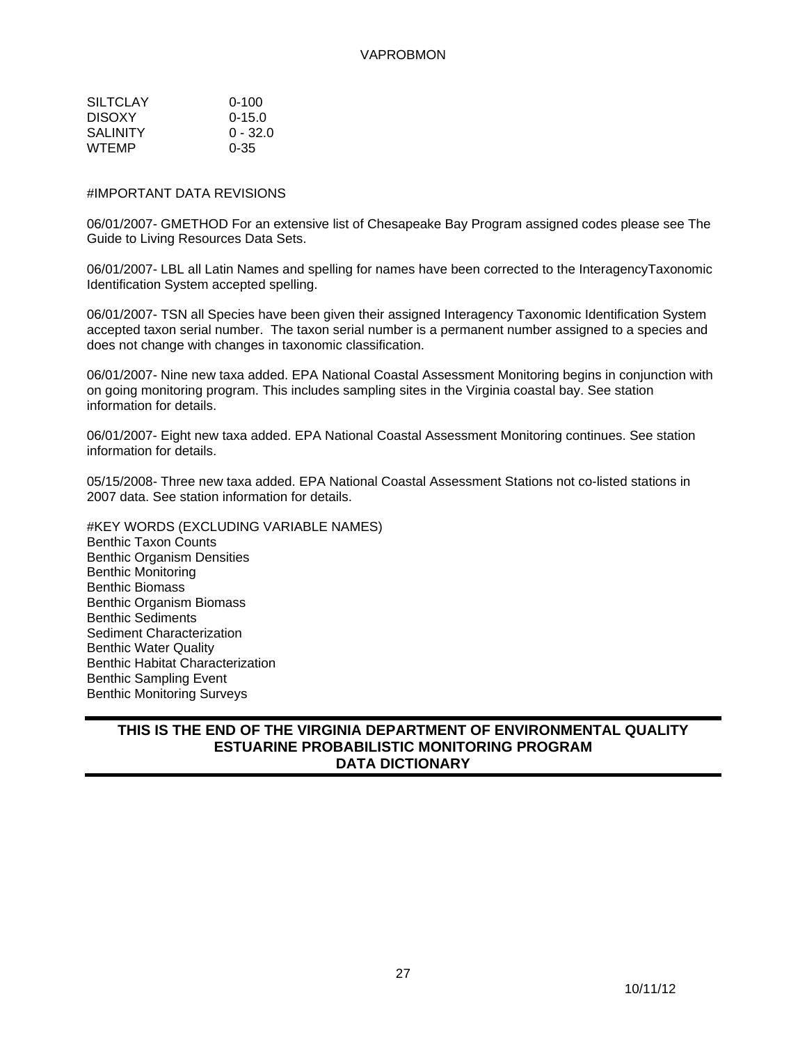| | |
|---|---|
| SILTCLAY | 0-100 |
| DISOXY | 0-15.0 |
| SALINITY | 0 - 32.0 |
| WTEMP | 0-35 |

#IMPORTANT DATA REVISIONS

06/01/2007- GMETHOD For an extensive list of Chesapeake Bay Program assigned codes please see The Guide to Living Resources Data Sets.

06/01/2007- LBL all Latin Names and spelling for names have been corrected to the InteragencyTaxonomic Identification System accepted spelling.

06/01/2007- TSN all Species have been given their assigned Interagency Taxonomic Identification System accepted taxon serial number. The taxon serial number is a permanent number assigned to a species and does not change with changes in taxonomic classification.

06/01/2007- Nine new taxa added. EPA National Coastal Assessment Monitoring begins in conjunction with on going monitoring program. This includes sampling sites in the Virginia coastal bay. See station information for details.

06/01/2007- Eight new taxa added. EPA National Coastal Assessment Monitoring continues. See station information for details.

05/15/2008- Three new taxa added. EPA National Coastal Assessment Stations not co-listed stations in 2007 data. See station information for details.

#KEY WORDS (EXCLUDING VARIABLE NAMES)
Benthic Taxon Counts
Benthic Organism Densities
Benthic Monitoring
Benthic Biomass
Benthic Organism Biomass
Benthic Sediments
Sediment Characterization
Benthic Water Quality
Benthic Habitat Characterization
Benthic Sampling Event
Benthic Monitoring Surveys

---

**THIS IS THE END OF THE VIRGINIA DEPARTMENT OF ENVIRONMENTAL QUALITY ESTUARINE PROBABILISTIC MONITORING PROGRAM DATA DICTIONARY**

---